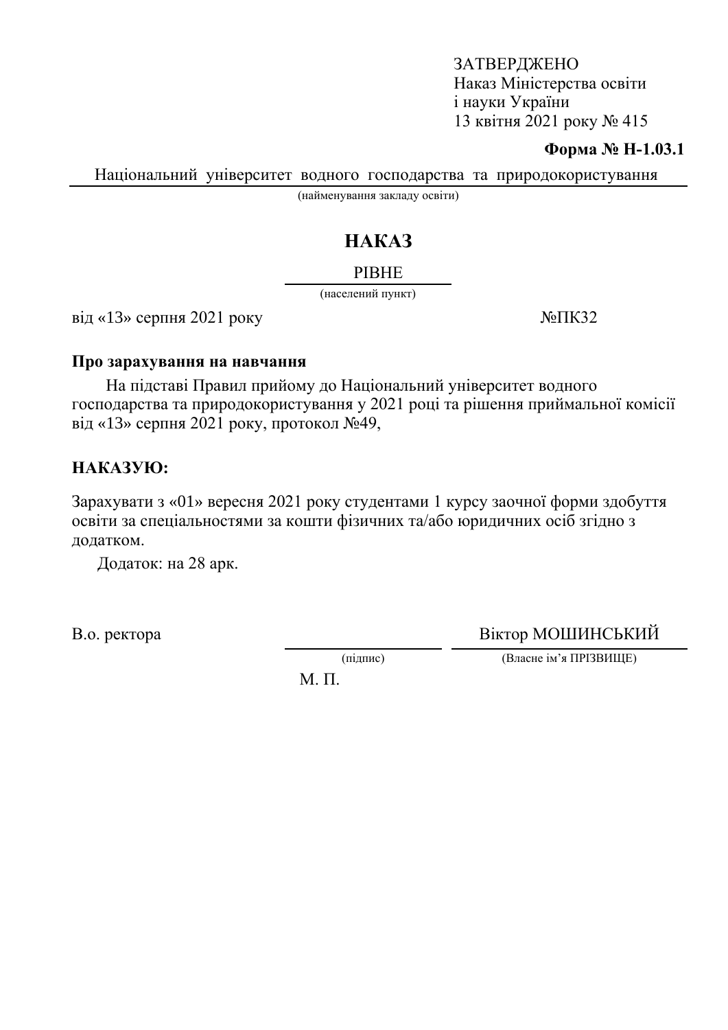ЗАТВЕРДЖЕНО
Наказ Міністерства освіти
і науки України
13 квітня 2021 року № 415

**Форма № Н-1.03.1**

Національний університет водного господарства та природокористування
(найменування закладу освіти)

# НАКАЗ

РІВНЕ
(населений пункт)

від «13» серпня 2021 року №ПК32

**Про зарахування на навчання**

На підставі Правил прийому до Національний університет водного господарства та природокористування у 2021 році та рішення приймальної комісії від «13» серпня 2021 року, протокол №49,

**НАКАЗУЮ:**

Зарахувати з «01» вересня 2021 року студентами 1 курсу заочної форми здобуття освіти за спеціальностями за кошти фізичних та/або юридичних осіб згідно з додатком.

Додаток: на 28 арк.

В.о. ректора Віктор МОШИНСЬКИЙ
(підпис) (Власне ім'я ПРІЗВИЩЕ)

М. П.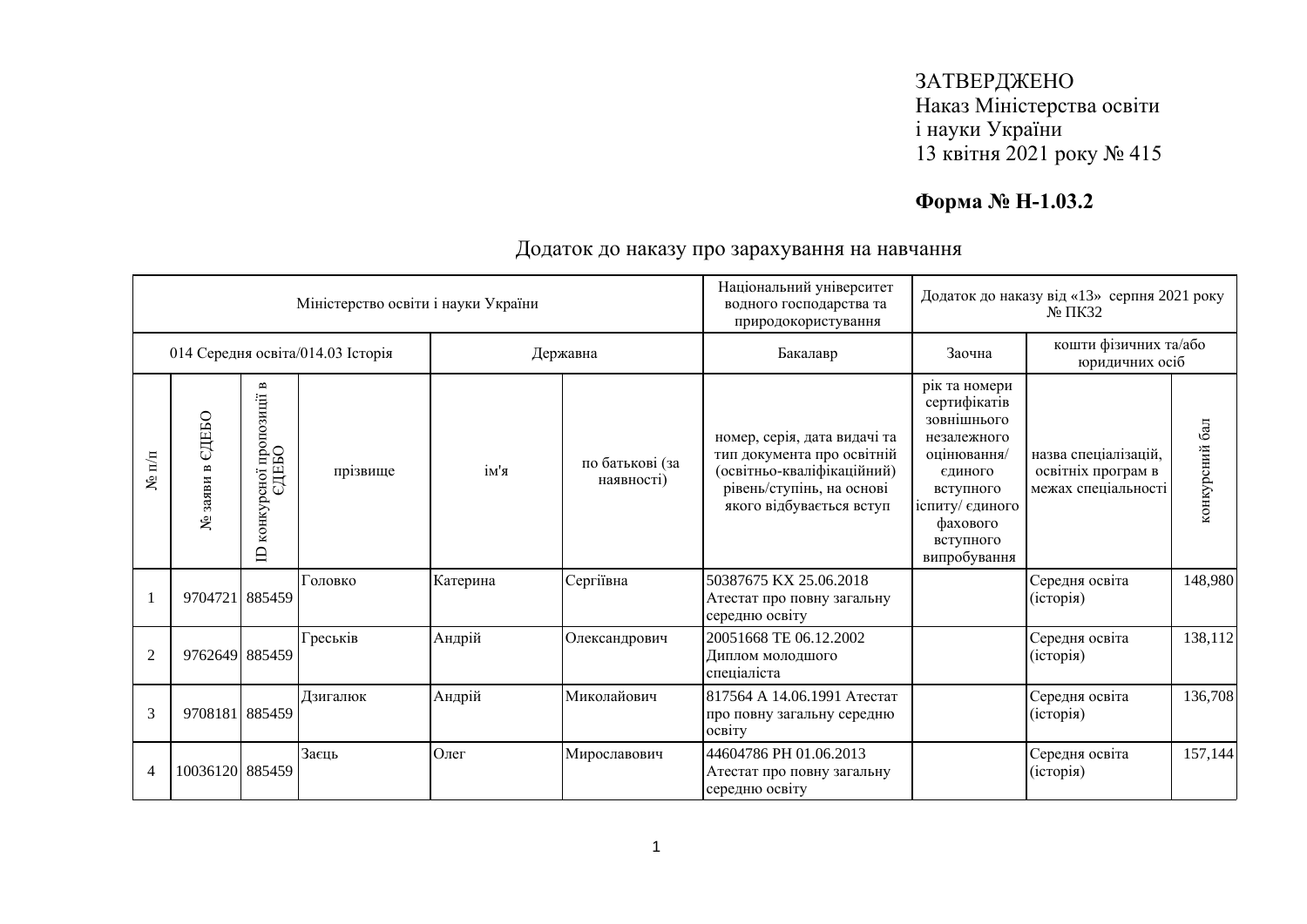ЗАТВЕРДЖЕНО
Наказ Міністерства освіти
і науки України
13 квітня 2021 року № 415

**Форма № Н-1.03.2**

## Додаток до наказу про зарахування на навчання

| Міністерство освіти і науки України | | | | | | Національний університет водного господарства та природокористування | Додаток до наказу від «13» серпня 2021 року № ПК32 | | |
|---|---|---|---|---|---|---|---|---|---|
| 014 Середня освіта/014.03 Історія | | | | Державна | | Бакалавр | Заочна | кошти фізичних та/або юридичних осіб | |
| № п/п | № заяви в ЄДЕБО | ID конкурсної пропозиції в ЄДЕБО | прізвище | ім'я | по батькові (за наявності) | номер, серія, дата видачі та тип документа про освітній (освітньо-кваліфікаційний) рівень/ступінь, на основі якого відбувається вступ | рік та номери сертифікатів зовнішнього незалежного оцінювання/ єдиного вступного іспиту/ єдиного фахового вступного випробування | назва спеціалізацій, освітніх програм в межах спеціальності | конкурсний бал |
| 1 | 9704721 | 885459 | Головко | Катерина | Сергіївна | 50387675 KX 25.06.2018 Атестат про повну загальну середню освіту | | Середня освіта (історія) | 148,980 |
| 2 | 9762649 | 885459 | Греськів | Андрій | Олександрович | 20051668 TE 06.12.2002 Диплом молодшого спеціаліста | | Середня освіта (історія) | 138,112 |
| 3 | 9708181 | 885459 | Дзигалюк | Андрій | Миколайович | 817564 A 14.06.1991 Атестат про повну загальну середню освіту | | Середня освіта (історія) | 136,708 |
| 4 | 10036120 | 885459 | Заєць | Олег | Мирославович | 44604786 PH 01.06.2013 Атестат про повну загальну середню освіту | | Середня освіта (історія) | 157,144 |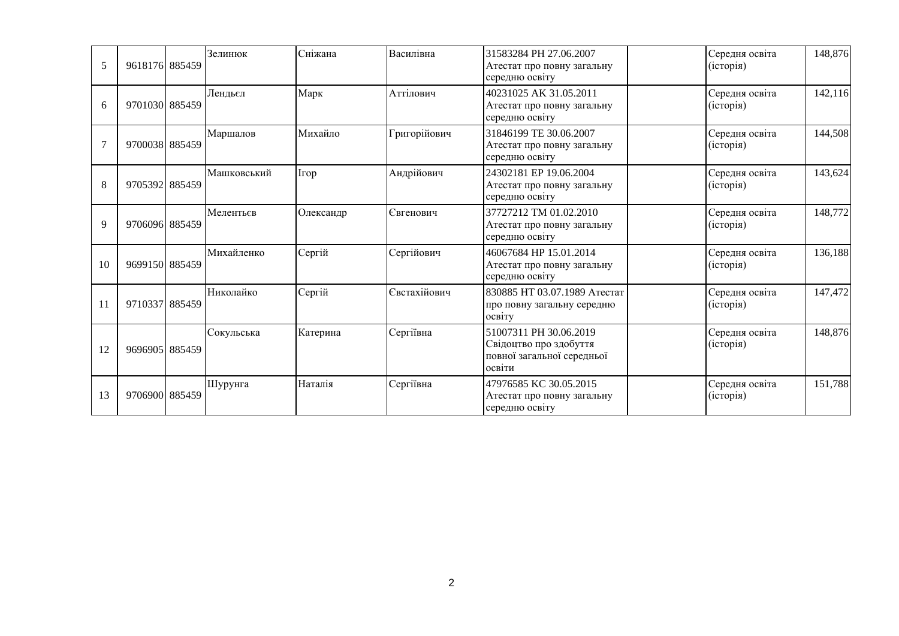| | | | | | | | | | |
|---|---|---|---|---|---|---|---|---|---|
| 5 | 9618176 | 885459 | Зелинюк | Сніжана | Василівна | 31583284 РН 27.06.2007 Атестат про повну загальну середню освіту | | Середня освіта (історія) | 148,876 |
| 6 | 9701030 | 885459 | Лендьєл | Марк | Аттілович | 40231025 АК 31.05.2011 Атестат про повну загальну середню освіту | | Середня освіта (історія) | 142,116 |
| 7 | 9700038 | 885459 | Маршалов | Михайло | Григорійович | 31846199 ТЕ 30.06.2007 Атестат про повну загальну середню освіту | | Середня освіта (історія) | 144,508 |
| 8 | 9705392 | 885459 | Машковський | Ігор | Андрійович | 24302181 ЕР 19.06.2004 Атестат про повну загальну середню освіту | | Середня освіта (історія) | 143,624 |
| 9 | 9706096 | 885459 | Мелентьєв | Олександр | Євгенович | 37727212 ТМ 01.02.2010 Атестат про повну загальну середню освіту | | Середня освіта (історія) | 148,772 |
| 10 | 9699150 | 885459 | Михайленко | Сергій | Сергійович | 46067684 НР 15.01.2014 Атестат про повну загальну середню освіту | | Середня освіта (історія) | 136,188 |
| 11 | 9710337 | 885459 | Николайко | Сергій | Євстахійович | 830885 НТ 03.07.1989 Атестат про повну загальну середню освіту | | Середня освіта (історія) | 147,472 |
| 12 | 9696905 | 885459 | Сокульська | Катерина | Сергіївна | 51007311 РН 30.06.2019 Свідоцтво про здобуття повної загальної середньої освіти | | Середня освіта (історія) | 148,876 |
| 13 | 9706900 | 885459 | Шурунга | Наталія | Сергіївна | 47976585 КС 30.05.2015 Атестат про повну загальну середню освіту | | Середня освіта (історія) | 151,788 |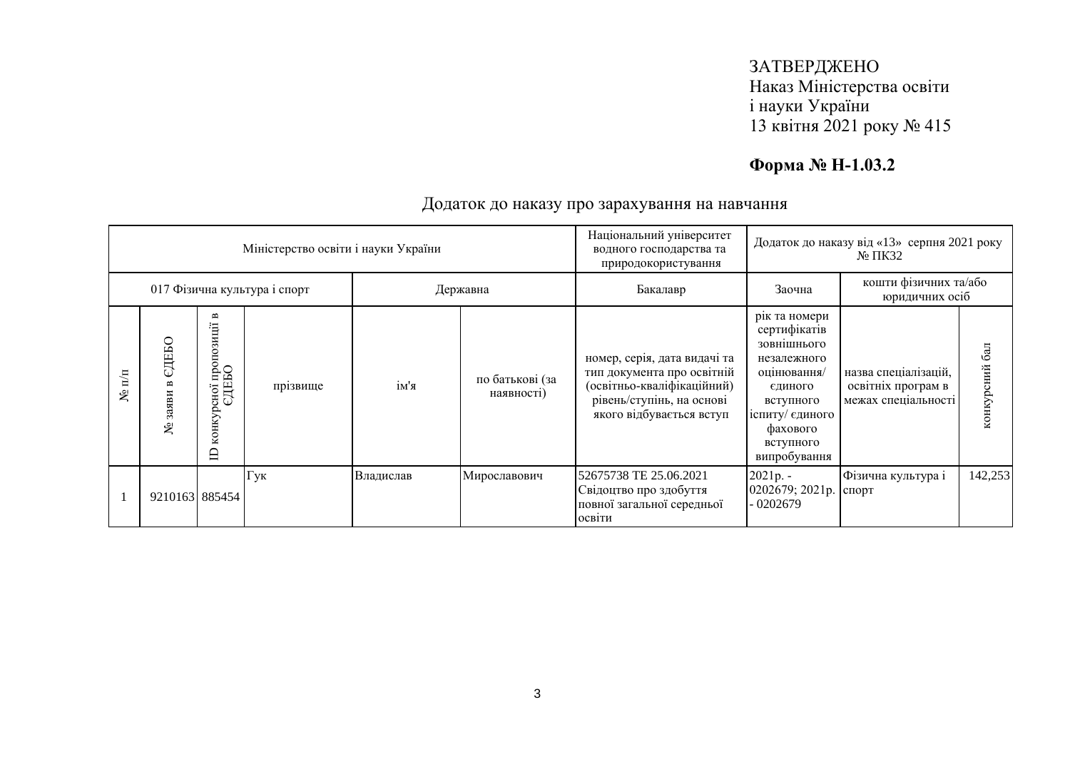ЗАТВЕРДЖЕНО
Наказ Міністерства освіти
і науки України
13 квітня 2021 року № 415

**Форма № Н-1.03.2**

Додаток до наказу про зарахування на навчання

| Міністерство освіти і науки України | | | | | | Національний університет водного господарства та природокористування | Додаток до наказу від «13» серпня 2021 року № ПКЗ2 | | |
|---|---|---|---|---|---|---|---|---|---|
| 017 Фізична культура і спорт | | | | Державна | | Бакалавр | Заочна | кошти фізичних та/або юридичних осіб | |
| № п/п | № заяви в ЄДЕБО | ID конкурсної пропозиції в ЄДЕБО | прізвище | ім'я | по батькові (за наявності) | номер, серія, дата видачі та тип документа про освітній (освітньо-кваліфікаційний) рівень/ступінь, на основі якого відбувається вступ | рік та номери сертифікатів зовнішнього незалежного оцінювання/ єдиного вступного іспиту/ єдиного фахового вступного випробування | назва спеціалізацій, освітніх програм в межах спеціальності | конкурсний бал |
| 1 | 9210163 | 885454 | Гук | Владислав | Мирославович | 52675738 ТЕ 25.06.2021 Свідоцтво про здобуття повної загальної середньої освіти | 2021р. - 0202679; 2021р. - 0202679 | Фізична культура і спорт | 142,253 |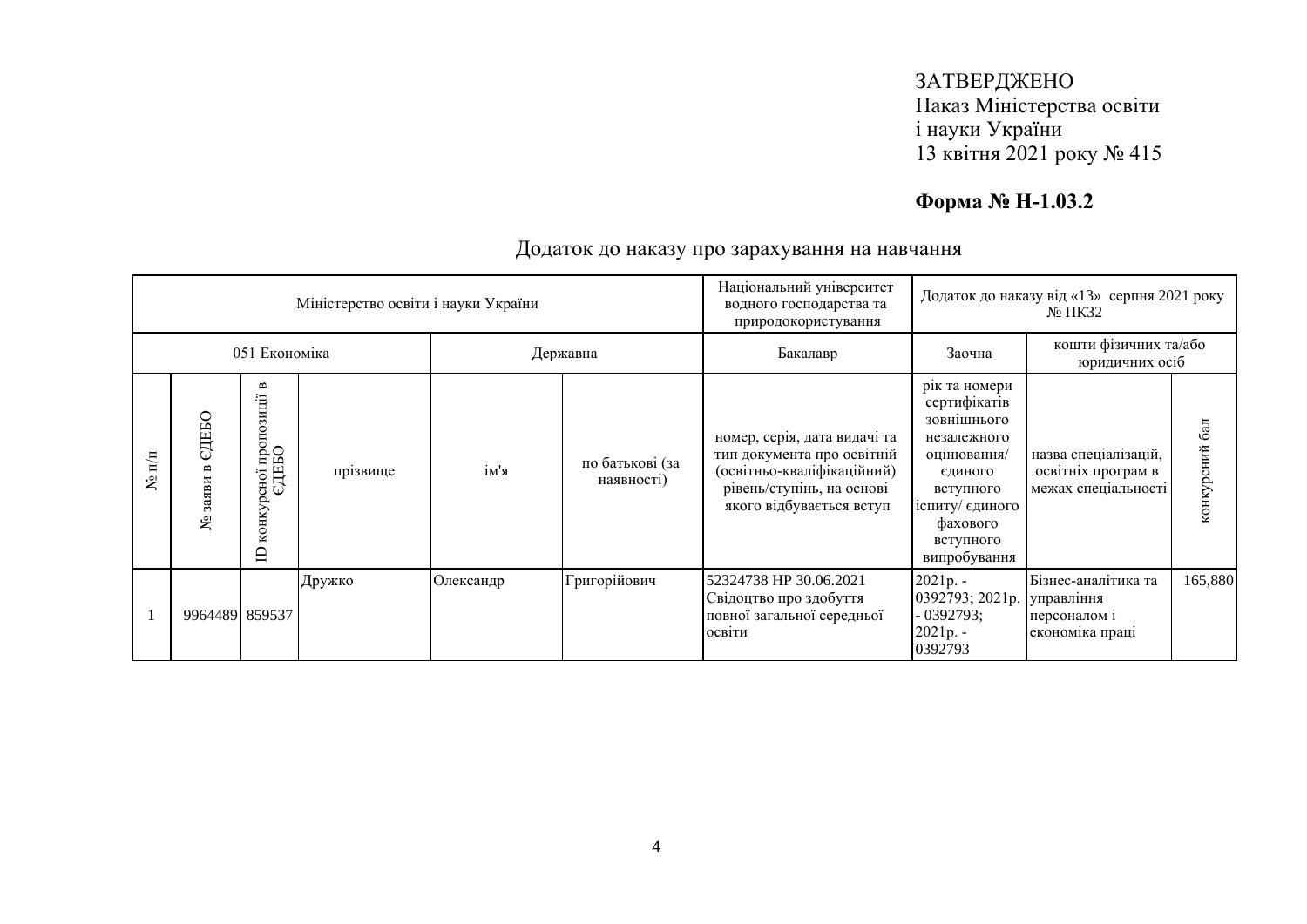ЗАТВЕРДЖЕНО
Наказ Міністерства освіти
і науки України
13 квітня 2021 року № 415

**Форма № Н-1.03.2**

Додаток до наказу про зарахування на навчання

| Міністерство освіти і науки України | | | | | | Національний університет водного господарства та природокористування | Додаток до наказу від «13» серпня 2021 року № ПК32 | | |
|---|---|---|---|---|---|---|---|---|---|
| 051 Економіка | | | | Державна | | Бакалавр | Заочна | кошти фізичних та/або юридичних осіб | |
| № п/п | № заяви в ЄДЕБО | ID конкурсної пропозиції в ЄДЕБО | прізвище | ім'я | по батькові (за наявності) | номер, серія, дата видачі та тип документа про освітній (освітньо-кваліфікаційний) рівень/ступінь, на основі якого відбувається вступ | рік та номери сертифікатів зовнішнього незалежного оцінювання/ єдиного вступного іспиту/ єдиного фахового вступного випробування | назва спеціалізацій, освітніх програм в межах спеціальності | конкурсний бал |
| 1 | 9964489 | 859537 | Дружко | Олександр | Григорійович | 52324738 НР 30.06.2021 Свідоцтво про здобуття повної загальної середньої освіти | 2021р. - 0392793; 2021р. - 0392793; 2021р. - 0392793 | Бізнес-аналітика та управління персоналом і економіка праці | 165,880 |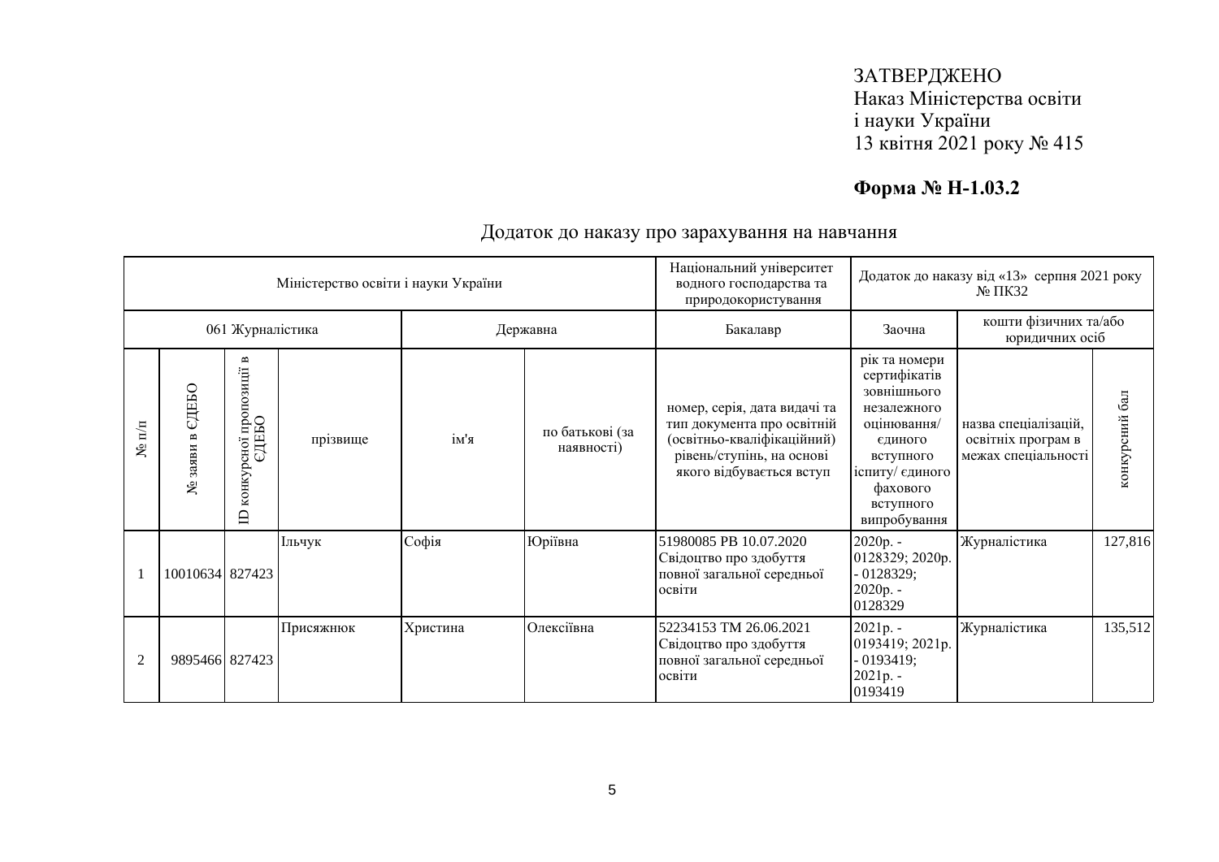ЗАТВЕРДЖЕНО
Наказ Міністерства освіти
і науки України
13 квітня 2021 року № 415

**Форма № Н-1.03.2**

Додаток до наказу про зарахування на навчання

| Міністерство освіти і науки України | | | | | | Національний університет водного господарства та природокористування | Додаток до наказу від «13» серпня 2021 року № ПКЗ2 | | |
|---|---|---|---|---|---|---|---|---|---|
| 061 Журналістика | | | | Державна | | Бакалавр | Заочна | кошти фізичних та/або юридичних осіб | |
| № п/п | № заяви в ЄДЕБО | ID конкурсної пропозиції в ЄДЕБО | прізвище | ім'я | по батькові (за наявності) | номер, серія, дата видачі та тип документа про освітній (освітньо-кваліфікаційний) рівень/ступінь, на основі якого відбувається вступ | рік та номери сертифікатів зовнішнього незалежного оцінювання/ єдиного вступного іспиту/ єдиного фахового вступного випробування | назва спеціалізацій, освітніх програм в межах спеціальності | конкурсний бал |
| 1 | 10010634 | 827423 | Ільчук | Софія | Юріївна | 51980085 РВ 10.07.2020 Свідоцтво про здобуття повної загальної середньої освіти | 2020р. - 0128329; 2020р. - 0128329; 2020р. - 0128329 | Журналістика | 127,816 |
| 2 | 9895466 | 827423 | Присяжнюк | Христина | Олексіївна | 52234153 ТМ 26.06.2021 Свідоцтво про здобуття повної загальної середньої освіти | 2021р. - 0193419; 2021р. - 0193419; 2021р. - 0193419 | Журналістика | 135,512 |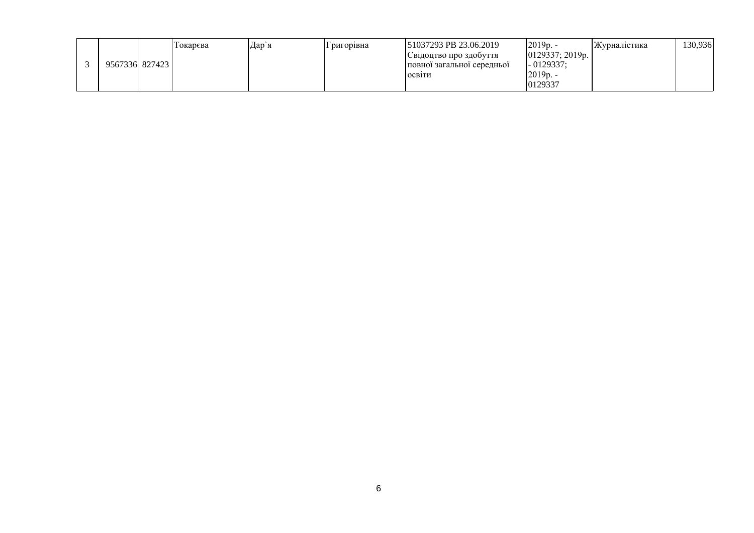| 3 | 9567336 | 827423 | Токарєва | Дар`я | Григорівна | 51037293 РВ 23.06.2019 Свідоцтво про здобуття повної загальної середньої освіти | 2019р. - 0129337; 2019р. - 0129337; 2019р. - 0129337 | Журналістика | 130,936 |
|---|---|---|---|---|---|---|---|---|---|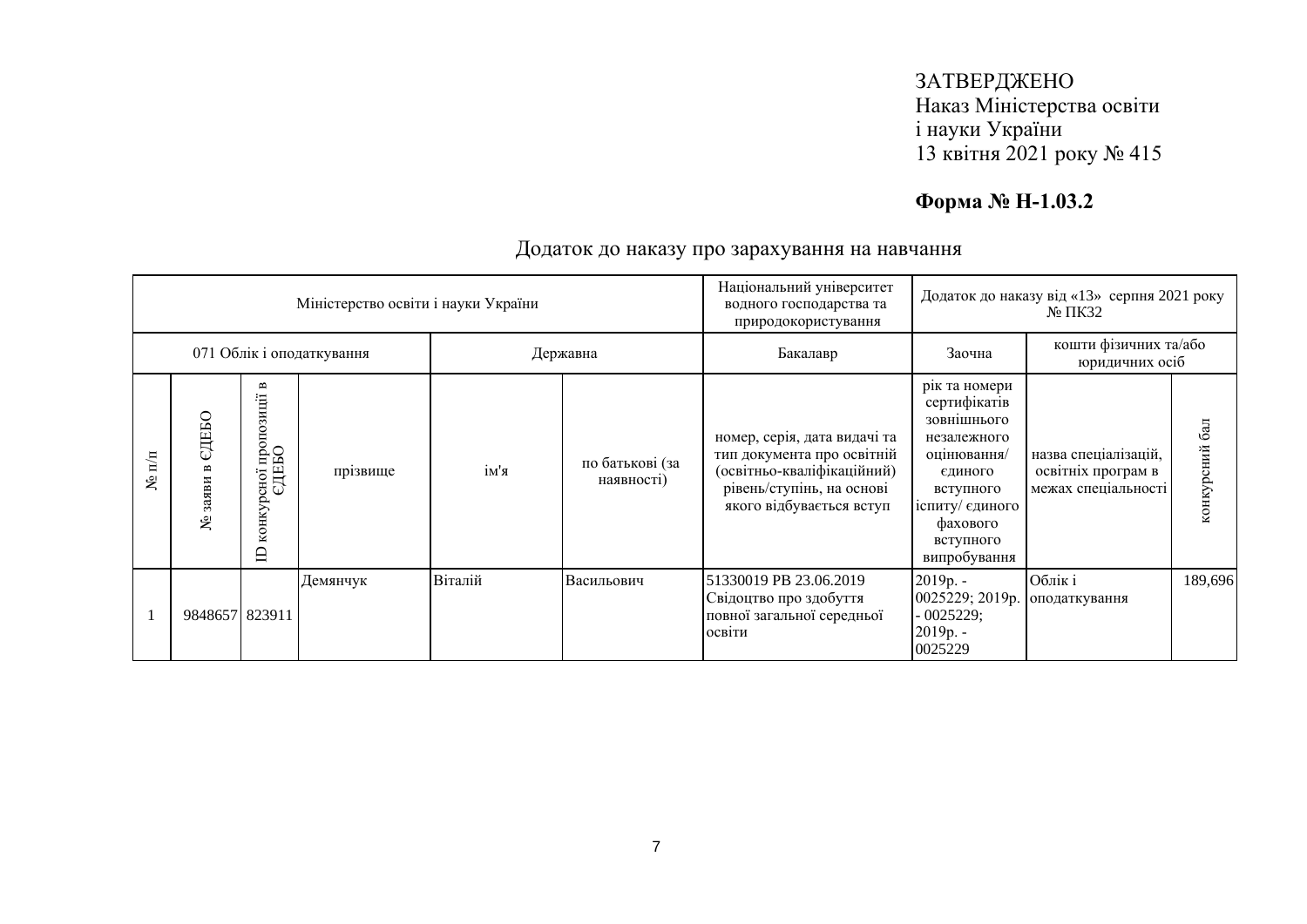ЗАТВЕРДЖЕНО
Наказ Міністерства освіти
і науки України
13 квітня 2021 року № 415

**Форма № Н-1.03.2**

Додаток до наказу про зарахування на навчання

| Міністерство освіти і науки України | | | | | | Національний університет водного господарства та природокористування | Додаток до наказу від «13» серпня 2021 року № ПК32 | | |
|---|---|---|---|---|---|---|---|---|---|
| 071 Облік і оподаткування | | | | Державна | | Бакалавр | Заочна | кошти фізичних та/або юридичних осіб | |
| № п/п | № заяви в ЄДЕБО | ID конкурсної пропозиції в ЄДЕБО | прізвище | ім'я | по батькові (за наявності) | номер, серія, дата видачі та тип документа про освітній (освітньо-кваліфікаційний) рівень/ступінь, на основі якого відбувається вступ | рік та номери сертифікатів зовнішнього незалежного оцінювання/ єдиного вступного іспиту/ єдиного фахового вступного випробування | назва спеціалізацій, освітніх програм в межах спеціальності | конкурсний бал |
| 1 | 9848657 | 823911 | Демянчук | Віталій | Васильович | 51330019 РВ 23.06.2019 Свідоцтво про здобуття повної загальної середньої освіти | 2019р. - 0025229; 2019р. - 0025229; 2019р. - 0025229 | Облік і оподаткування | 189,696 |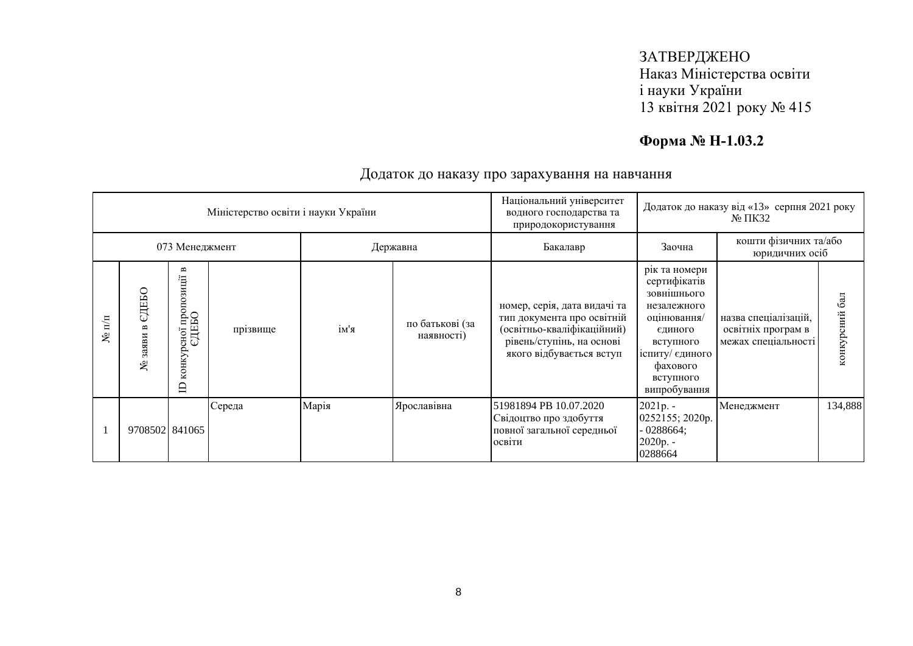ЗАТВЕРДЖЕНО
Наказ Міністерства освіти
і науки України
13 квітня 2021 року № 415

**Форма № Н-1.03.2**

Додаток до наказу про зарахування на навчання

| Міністерство освіти і науки України | | | | | | Національний університет водного господарства та природокористування | Додаток до наказу від «13» серпня 2021 року № ПКЗ2 | | |
|---|---|---|---|---|---|---|---|---|---|
| 073 Менеджмент | | | | Державна | | Бакалавр | Заочна | кошти фізичних та/або юридичних осіб | |
| № п/п | № заяви в ЄДЕБО | ID конкурсної пропозиції в ЄДЕБО | прізвище | ім'я | по батькові (за наявності) | номер, серія, дата видачі та тип документа про освітній (освітньо-кваліфікаційний) рівень/ступінь, на основі якого відбувається вступ | рік та номери сертифікатів зовнішнього незалежного оцінювання/ єдиного вступного іспиту/ єдиного фахового вступного випробування | назва спеціалізацій, освітніх програм в межах спеціальності | конкурсний бал |
| 1 | 9708502 | 841065 | Середа | Марія | Ярославівна | 51981894 РВ 10.07.2020 Свідоцтво про здобуття повної загальної середньої освіти | 2021р. - 0252155; 2020р. - 0288664; 2020р. - 0288664 | Менеджмент | 134,888 |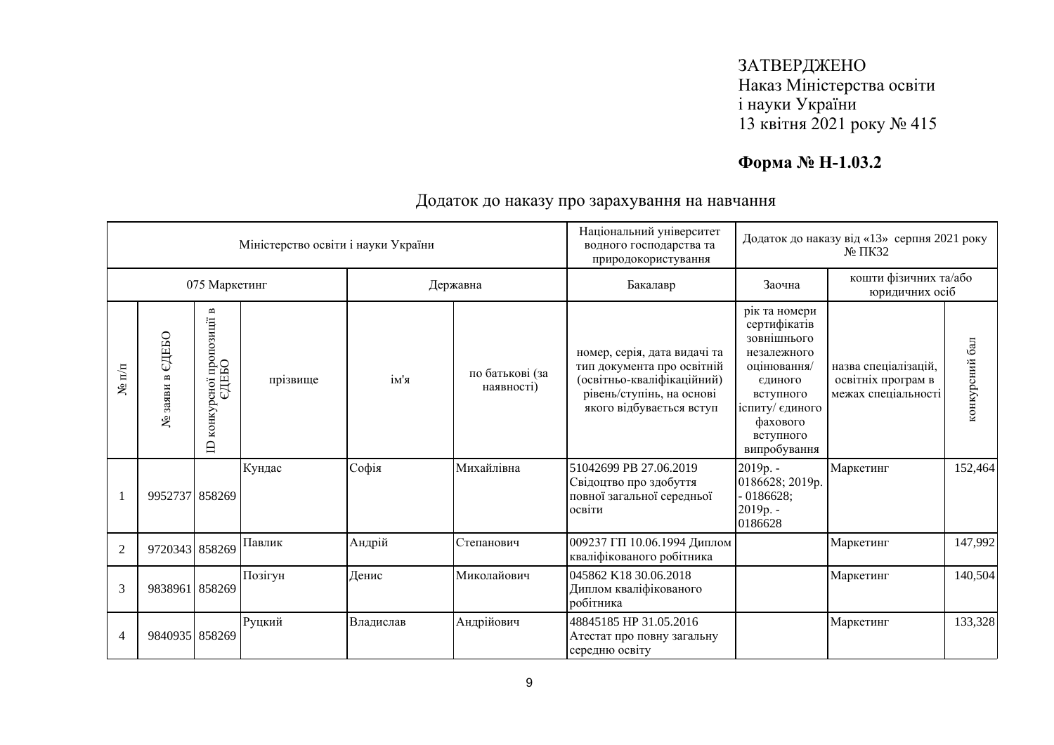ЗАТВЕРДЖЕНО
Наказ Міністерства освіти
і науки України
13 квітня 2021 року № 415

**Форма № Н-1.03.2**

Додаток до наказу про зарахування на навчання

| Міністерство освіти і науки України | | | | | | Національний університет водного господарства та природокористування | Додаток до наказу від «13» серпня 2021 року № ПКЗ2 | | |
|---|---|---|---|---|---|---|---|---|---|
| 075 Маркетинг | | | | Державна | | Бакалавр | Заочна | кошти фізичних та/або юридичних осіб | |
| № п/п | № заяви в ЄДЕБО | ID конкурсної пропозиції в ЄДЕБО | прізвище | ім'я | по батькові (за наявності) | номер, серія, дата видачі та тип документа про освітній (освітньо-кваліфікаційний) рівень/ступінь, на основі якого відбувається вступ | рік та номери сертифікатів зовнішнього незалежного оцінювання/ єдиного вступного іспиту/ єдиного фахового вступного випробування | назва спеціалізацій, освітніх програм в межах спеціальності | конкурсний бал |
| 1 | 9952737 | 858269 | Кундас | Софія | Михайлівна | 51042699 РВ 27.06.2019 Свідоцтво про здобуття повної загальної середньої освіти | 2019р. - 0186628; 2019р. - 0186628; 2019р. - 0186628 | Маркетинг | 152,464 |
| 2 | 9720343 | 858269 | Павлик | Андрій | Степанович | 009237 ГП 10.06.1994 Диплом кваліфікованого робітника | | Маркетинг | 147,992 |
| 3 | 9838961 | 858269 | Позігун | Денис | Миколайович | 045862 К18 30.06.2018 Диплом кваліфікованого робітника | | Маркетинг | 140,504 |
| 4 | 9840935 | 858269 | Руцкий | Владислав | Андрійович | 48845185 НР 31.05.2016 Атестат про повну загальну середню освіту | | Маркетинг | 133,328 |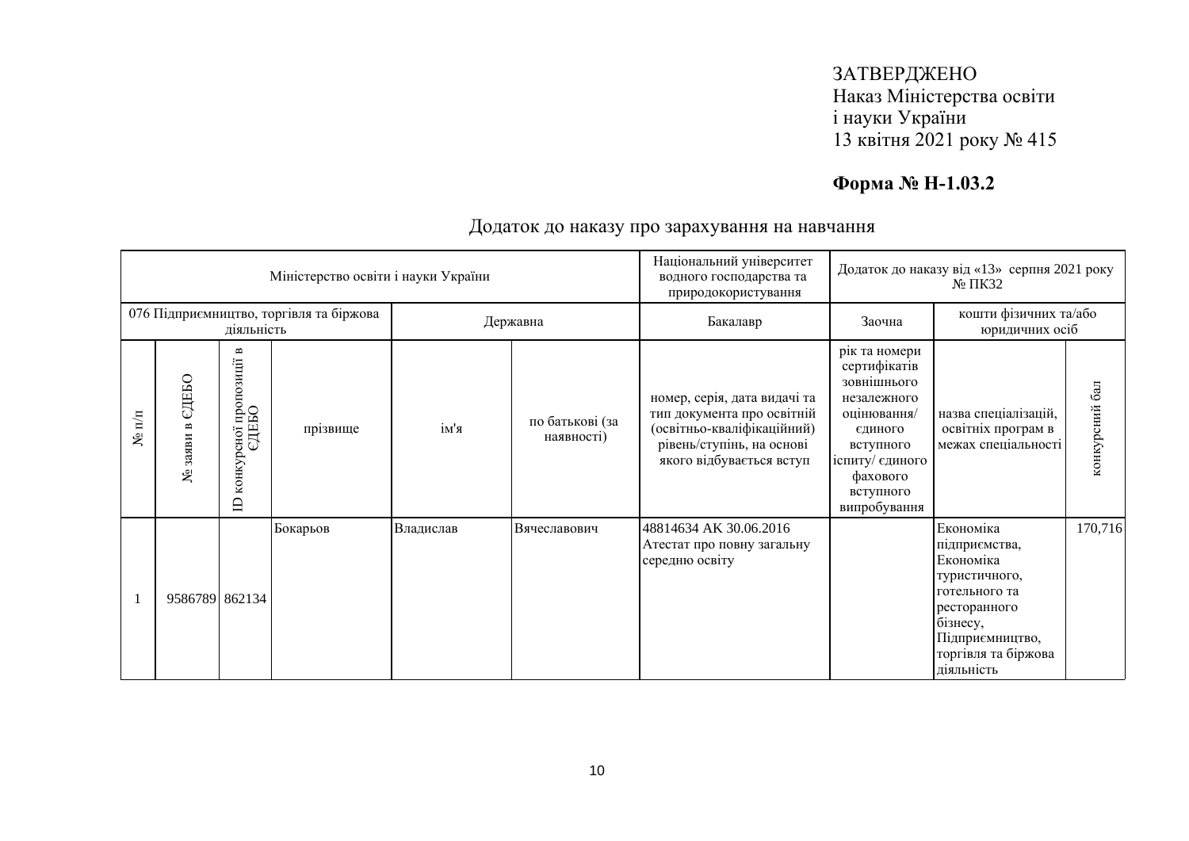ЗАТВЕРДЖЕНО
Наказ Міністерства освіти
і науки України
13 квітня 2021 року № 415

**Форма № Н-1.03.2**

## Додаток до наказу про зарахування на навчання

| Міністерство освіти і науки України | | | | | | Національний університет водного господарства та природокористування | Додаток до наказу від «13» серпня 2021 року № ПКЗ2 | | |
|---|---|---|---|---|---|---|---|---|---|
| 076 Підприємництво, торгівля та біржова діяльність | | | Державна | | | Бакалавр | Заочна | кошти фізичних та/або юридичних осіб | |
| № п/п | № заяви в ЄДЕБО | ID конкурсної пропозиції в ЄДЕБО | прізвище | ім'я | по батькові (за наявності) | номер, серія, дата видачі та тип документа про освітній (освітньо-кваліфікаційний) рівень/ступінь, на основі якого відбувається вступ | рік та номери сертифікатів зовнішнього незалежного оцінювання/ єдиного вступного іспиту/ єдиного фахового вступного випробування | назва спеціалізацій, освітніх програм в межах спеціальності | конкурсний бал |
| 1 | 9586789 | 862134 | Бокарьов | Владислав | Вячеславович | 48814634 АК 30.06.2016 Атестат про повну загальну середню освіту | | Економіка підприємства, Економіка туристичного, готельного та ресторанного бізнесу, Підприємництво, торгівля та біржова діяльність | 170,716 |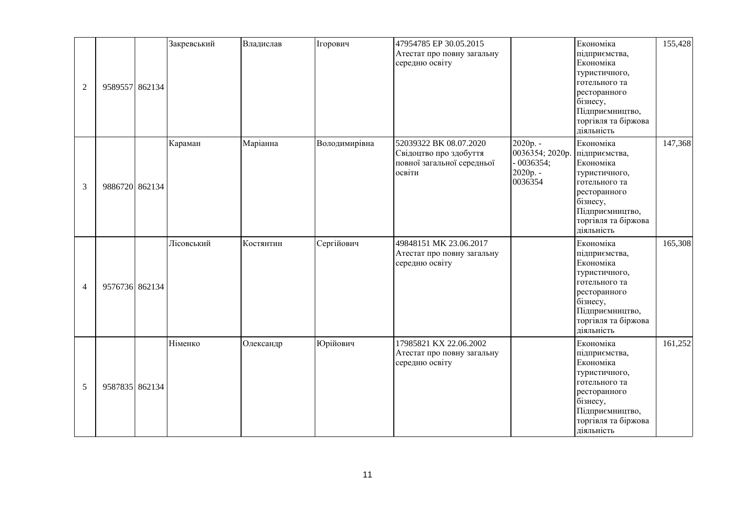| 2 | 9589557 | 862134 | Закревський | Владислав | Ігорович | 47954785 ЕР 30.05.2015 Атестат про повну загальну середню освіту | | Економіка підприємства, Економіка туристичного, готельного та ресторанного бізнесу, Підприємництво, торгівля та біржова діяльність | 155,428 |
|---|---|---|---|---|---|---|---|---|---|
| 3 | 9886720 | 862134 | Караман | Маріанна | Володимирівна | 52039322 ВК 08.07.2020 Свідоцтво про здобуття повної загальної середньої освіти | 2020р. - 0036354; 2020р. - 0036354; 2020р. - 0036354 | Економіка підприємства, Економіка туристичного, готельного та ресторанного бізнесу, Підприємництво, торгівля та біржова діяльність | 147,368 |
| 4 | 9576736 | 862134 | Лісовський | Костянтин | Сергійович | 49848151 МК 23.06.2017 Атестат про повну загальну середню освіту | | Економіка підприємства, Економіка туристичного, готельного та ресторанного бізнесу, Підприємництво, торгівля та біржова діяльність | 165,308 |
| 5 | 9587835 | 862134 | Німенко | Олександр | Юрійович | 17985821 КХ 22.06.2002 Атестат про повну загальну середню освіту | | Економіка підприємства, Економіка туристичного, готельного та ресторанного бізнесу, Підприємництво, торгівля та біржова діяльність | 161,252 |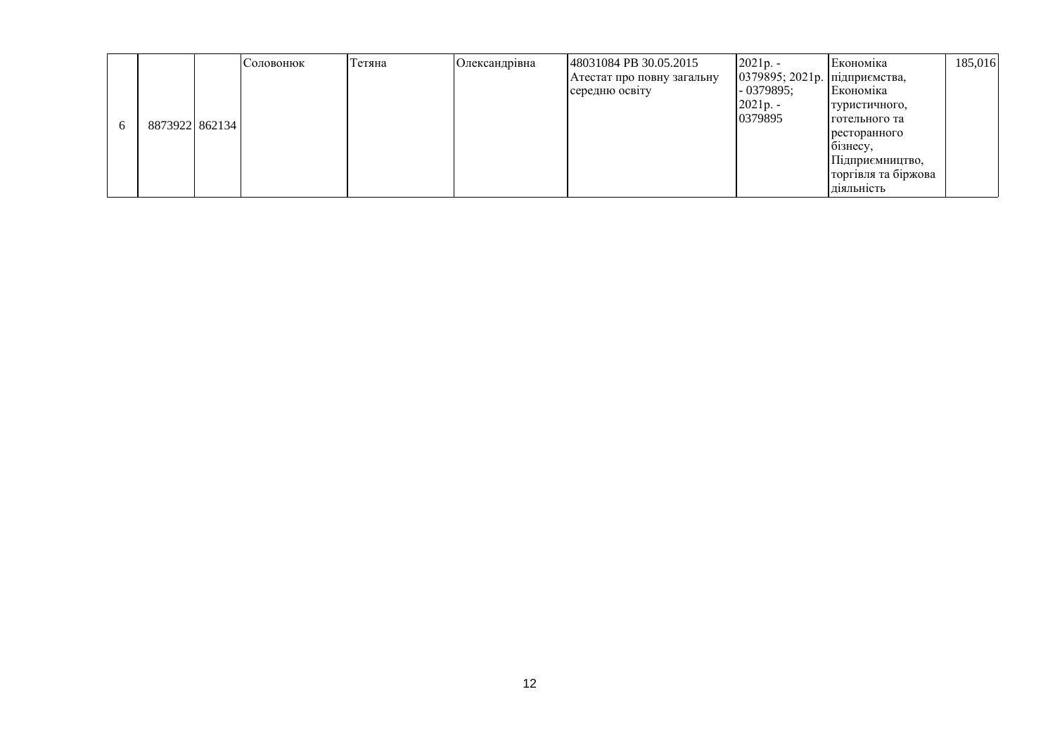| | | | | | | | | | |
|---|---|---|---|---|---|---|---|---|---|
| 6 | 8873922 | 862134 | Соловонюк | Тетяна | Олександрівна | 48031084 РВ 30.05.2015 Атестат про повну загальну середню освіту | 2021р. - 0379895; 2021р. - 0379895; 2021р. - 0379895 | Економіка підприємства, Економіка туристичного, готельного та ресторанного бізнесу, Підприємництво, торгівля та біржова діяльність | 185,016 |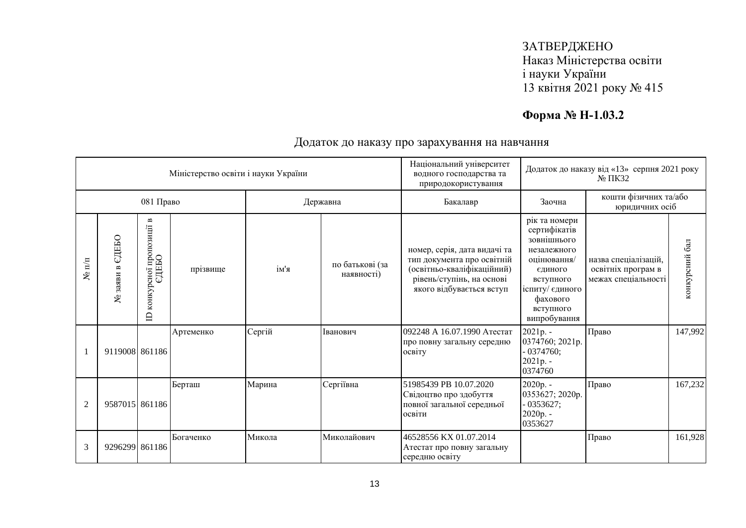ЗАТВЕРДЖЕНО
Наказ Міністерства освіти
і науки України
13 квітня 2021 року № 415

**Форма № Н-1.03.2**

Додаток до наказу про зарахування на навчання

| Міністерство освіти і науки України | | | | | | Національний університет водного господарства та природокористування | Додаток до наказу від «13» серпня 2021 року № ПКЗ2 | | |
|---|---|---|---|---|---|---|---|---|---|
| 081 Право | | | | Державна | | Бакалавр | Заочна | кошти фізичних та/або юридичних осіб | |
| № п/п | № заяви в ЄДЕБО | ID конкурсної пропозиції в ЄДЕБО | прізвище | ім'я | по батькові (за наявності) | номер, серія, дата видачі та тип документа про освітній (освітньо-кваліфікаційний) рівень/ступінь, на основі якого відбувається вступ | рік та номери сертифікатів зовнішнього незалежного оцінювання/ єдиного вступного іспиту/ єдиного фахового вступного випробування | назва спеціалізацій, освітніх програм в межах спеціальності | конкурсний бал |
| 1 | 9119008 | 861186 | Артеменко | Сергій | Іванович | 092248 А 16.07.1990 Атестат про повну загальну середню освіту | 2021р. - 0374760; 2021р. - 0374760; 2021р. - 0374760 | Право | 147,992 |
| 2 | 9587015 | 861186 | Берташ | Марина | Сергіївна | 51985439 РВ 10.07.2020 Свідоцтво про здобуття повної загальної середньої освіти | 2020р. - 0353627; 2020р. - 0353627; 2020р. - 0353627 | Право | 167,232 |
| 3 | 9296299 | 861186 | Богаченко | Микола | Миколайович | 46528556 КХ 01.07.2014 Атестат про повну загальну середню освіту | | Право | 161,928 |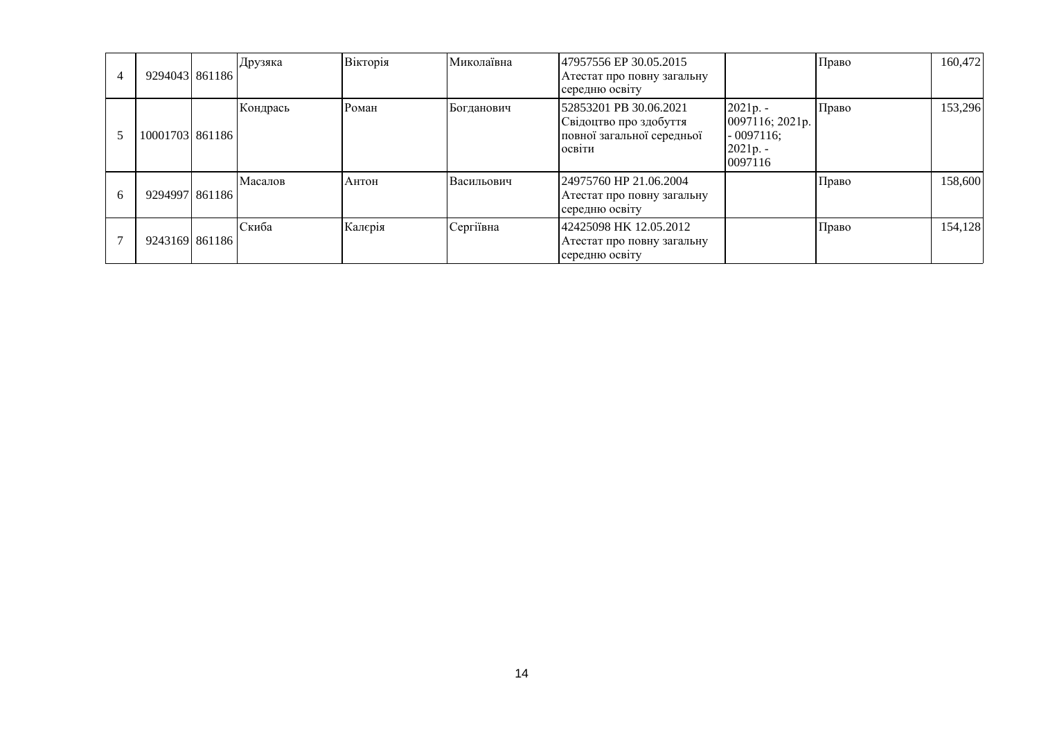| | | | | | | | | | |
|---|---|---|---|---|---|---|---|---|---|
| 4 | 9294043 | 861186 | Друзяка | Вікторія | Миколаївна | 47957556 ЕР 30.05.2015 Атестат про повну загальну середню освіту | | Право | 160,472 |
| 5 | 10001703 | 861186 | Кондрась | Роман | Богданович | 52853201 РВ 30.06.2021 Свідоцтво про здобуття повної загальної середньої освіти | 2021р. - 0097116; 2021р. - 0097116; 2021р. - 0097116 | Право | 153,296 |
| 6 | 9294997 | 861186 | Масалов | Антон | Васильович | 24975760 НР 21.06.2004 Атестат про повну загальну середню освіту | | Право | 158,600 |
| 7 | 9243169 | 861186 | Скиба | Калєрія | Сергіївна | 42425098 НК 12.05.2012 Атестат про повну загальну середню освіту | | Право | 154,128 |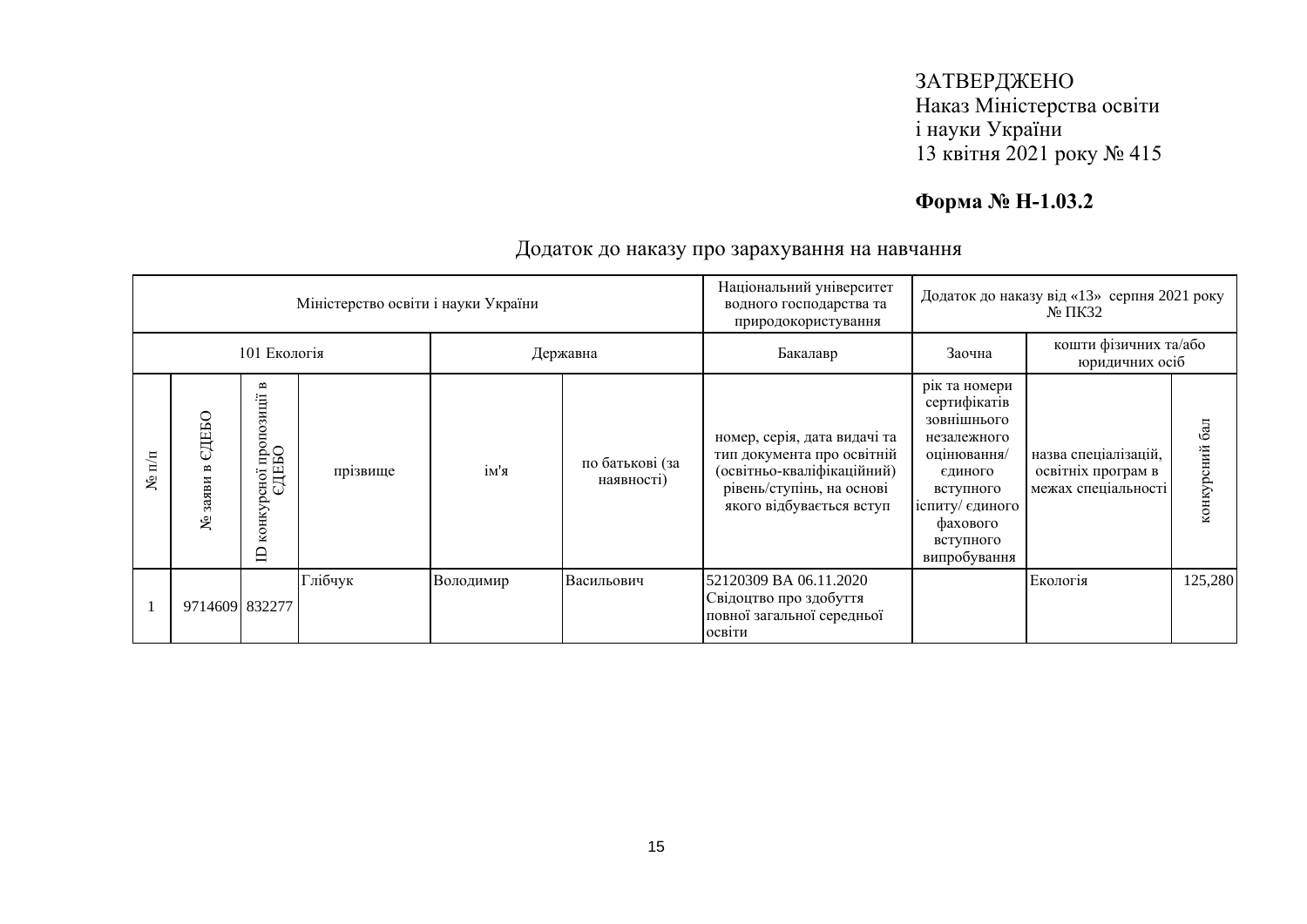ЗАТВЕРДЖЕНО
Наказ Міністерства освіти
і науки України
13 квітня 2021 року № 415

**Форма № Н-1.03.2**

## Додаток до наказу про зарахування на навчання

| Міністерство освіти і науки України | | | | | | Національний університет водного господарства та природокористування | Додаток до наказу від «13» серпня 2021 року № ПКЗ2 | | |
|---|---|---|---|---|---|---|---|---|---|
| 101 Екологія | | | | Державна | | Бакалавр | Заочна | кошти фізичних та/або юридичних осіб | |
| № п/п | № заяви в ЄДЕБО | ID конкурсної пропозиції в ЄДЕБО | прізвище | ім'я | по батькові (за наявності) | номер, серія, дата видачі та тип документа про освітній (освітньо-кваліфікаційний) рівень/ступінь, на основі якого відбувається вступ | рік та номери сертифікатів зовнішнього незалежного оцінювання/ єдиного вступного іспиту/ єдиного фахового вступного випробування | назва спеціалізацій, освітніх програм в межах спеціальності | конкурсний бал |
| 1 | 9714609 | 832277 | Глібчук | Володимир | Васильович | 52120309 ВА 06.11.2020 Свідоцтво про здобуття повної загальної середньої освіти | | Екологія | 125,280 |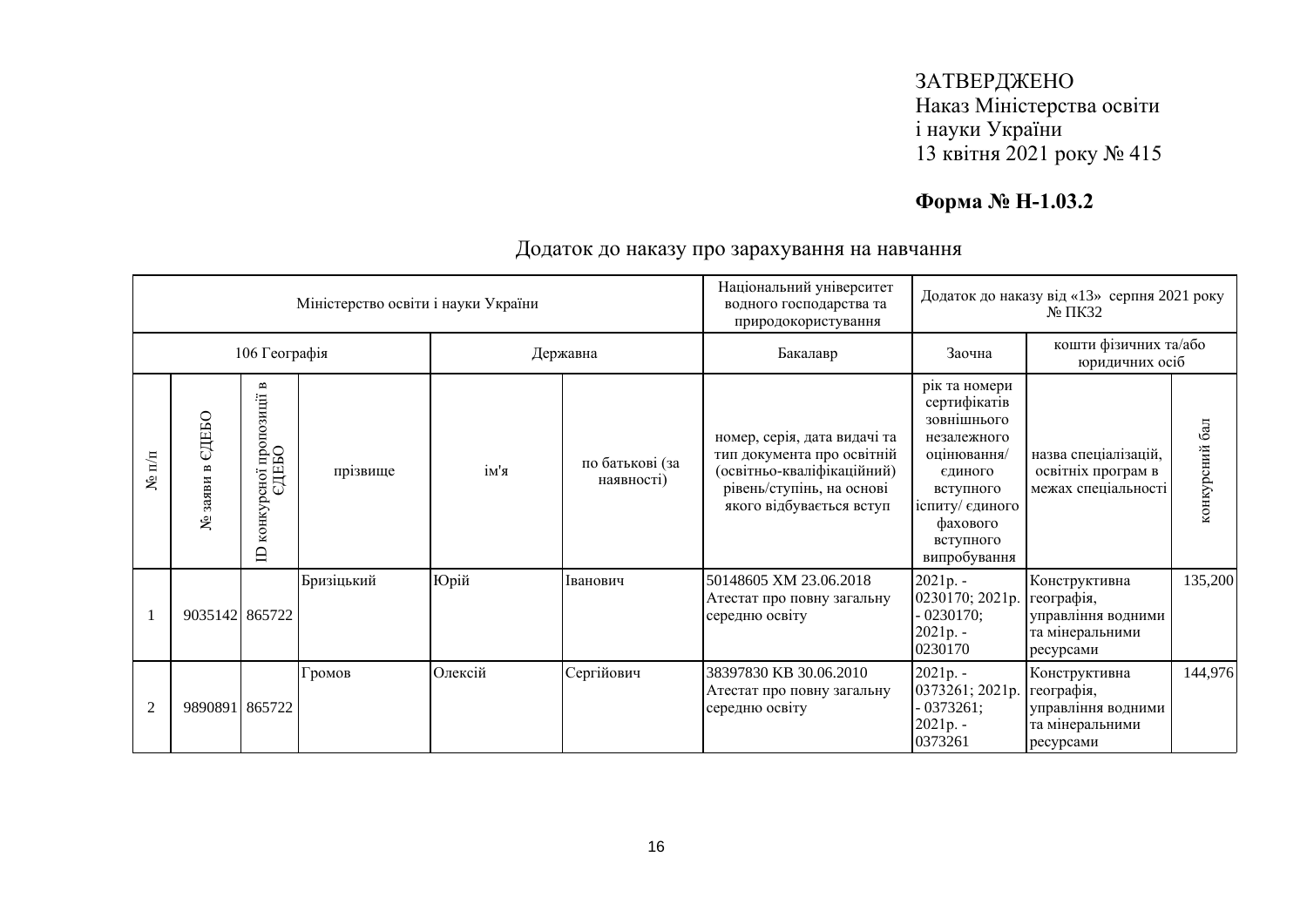ЗАТВЕРДЖЕНО
Наказ Міністерства освіти
і науки України
13 квітня 2021 року № 415

**Форма № Н-1.03.2**

Додаток до наказу про зарахування на навчання

| Міністерство освіти і науки України | | | | | | Національний університет водного господарства та природокористування | Додаток до наказу від «13» серпня 2021 року № ПК32 | | |
|---|---|---|---|---|---|---|---|---|---|
| 106 Географія | | | | Державна | | Бакалавр | Заочна | кошти фізичних та/або юридичних осіб | |
| № п/п | № заяви в ЄДЕБО | ID конкурсної пропозиції в ЄДЕБО | прізвище | ім'я | по батькові (за наявності) | номер, серія, дата видачі та тип документа про освітній (освітньо-кваліфікаційний) рівень/ступінь, на основі якого відбувається вступ | рік та номери сертифікатів зовнішнього незалежного оцінювання/ єдиного вступного іспиту/ єдиного фахового вступного випробування | назва спеціалізацій, освітніх програм в межах спеціальності | конкурсний бал |
| 1 | 9035142 | 865722 | Бризіцький | Юрій | Іванович | 50148605 ХМ 23.06.2018 Атестат про повну загальну середню освіту | 2021р. - 0230170; 2021р. - 0230170; 2021р. - 0230170 | Конструктивна географія, управління водними та мінеральними ресурсами | 135,200 |
| 2 | 9890891 | 865722 | Громов | Олексій | Сергійович | 38397830 КВ 30.06.2010 Атестат про повну загальну середню освіту | 2021р. - 0373261; 2021р. - 0373261; 2021р. - 0373261 | Конструктивна географія, управління водними та мінеральними ресурсами | 144,976 |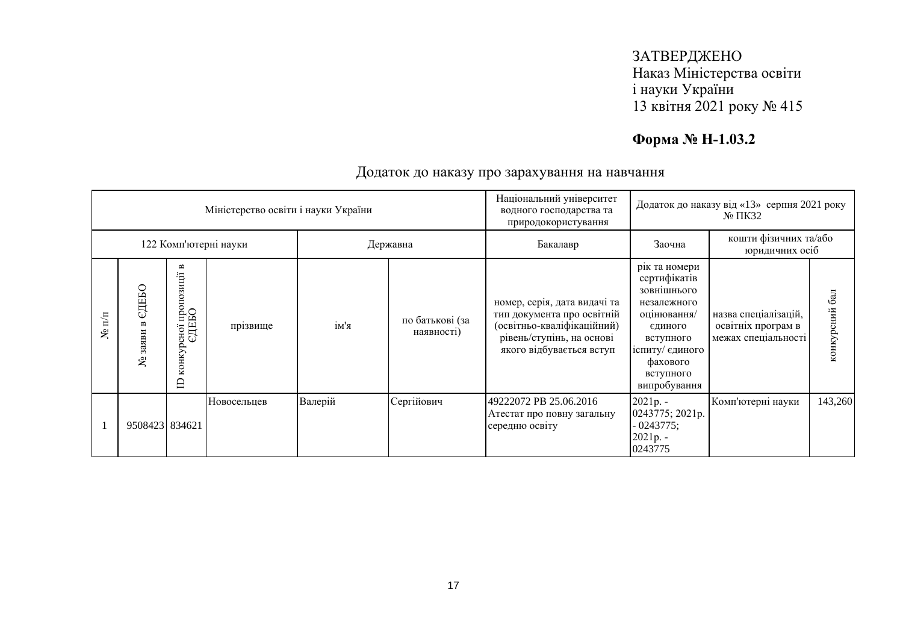ЗАТВЕРДЖЕНО
Наказ Міністерства освіти
і науки України
13 квітня 2021 року № 415

**Форма № Н-1.03.2**

Додаток до наказу про зарахування на навчання

| Міністерство освіти і науки України | | | | | | Національний університет водного господарства та природокористування | Додаток до наказу від «13» серпня 2021 року № ПК32 | | |
|---|---|---|---|---|---|---|---|---|---|
| 122 Комп'ютерні науки | | | | Державна | | Бакалавр | Заочна | кошти фізичних та/або юридичних осіб | |
| № п/п | № заяви в ЄДЕБО | ID конкурсної пропозиції в ЄДЕБО | прізвище | ім'я | по батькові (за наявності) | номер, серія, дата видачі та тип документа про освітній (освітньо-кваліфікаційний) рівень/ступінь, на основі якого відбувається вступ | рік та номери сертифікатів зовнішнього незалежного оцінювання/ єдиного вступного іспиту/ єдиного фахового вступного випробування | назва спеціалізацій, освітніх програм в межах спеціальності | конкурсний бал |
| 1 | 9508423 | 834621 | Новосельцев | Валерій | Сергійович | 49222072 РВ 25.06.2016 Атестат про повну загальну середню освіту | 2021р. - 0243775; 2021р. - 0243775; 2021р. - 0243775 | Комп'ютерні науки | 143,260 |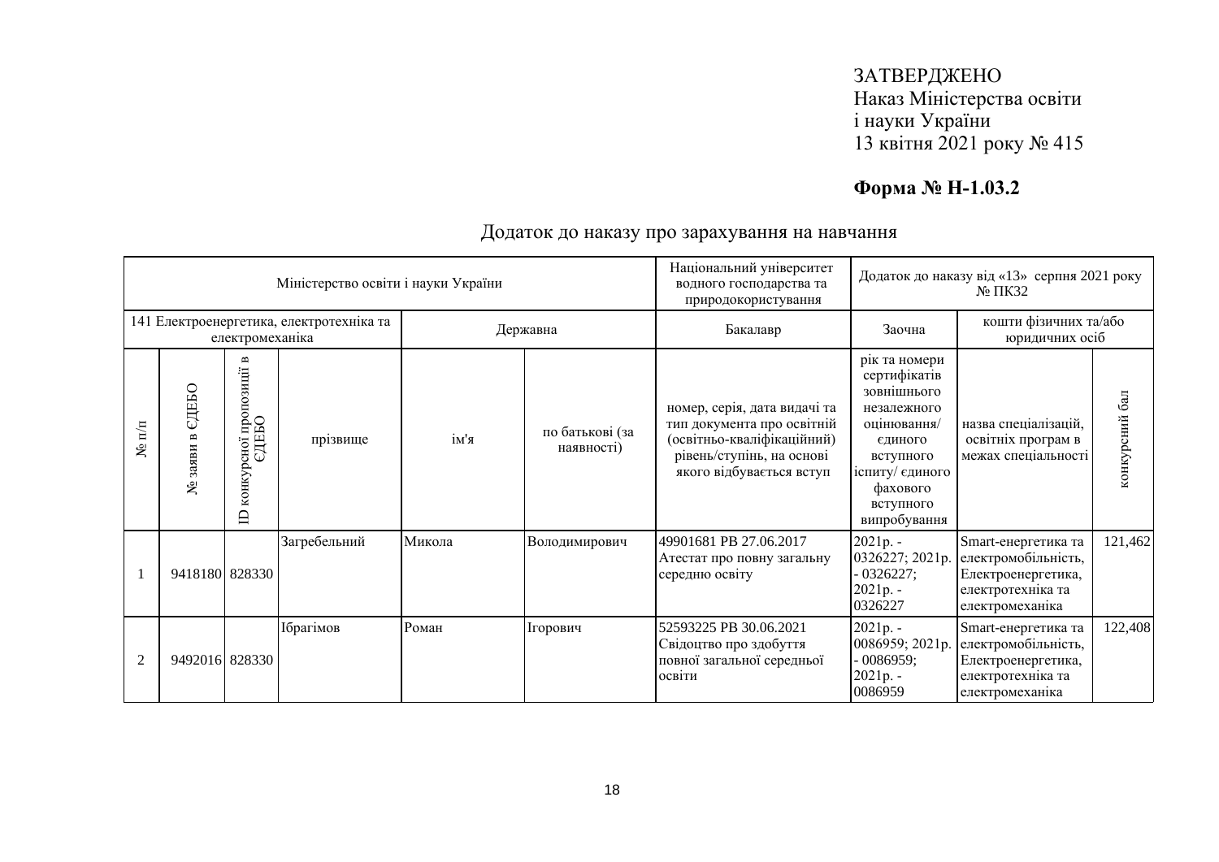ЗАТВЕРДЖЕНО
Наказ Міністерства освіти
і науки України
13 квітня 2021 року № 415

**Форма № Н-1.03.2**

Додаток до наказу про зарахування на навчання

| Міністерство освіти і науки України | | | | | | Національний університет водного господарства та природокористування | Додаток до наказу від «13» серпня 2021 року № ПКЗ2 | | |
|---|---|---|---|---|---|---|---|---|---|
| 141 Електроенергетика, електротехніка та електромеханіка | | | | Державна | | Бакалавр | Заочна | кошти фізичних та/або юридичних осіб | |
| № п/п | № заяви в ЄДЕБО | ID конкурсної пропозиції в ЄДЕБО | прізвище | ім'я | по батькові (за наявності) | номер, серія, дата видачі та тип документа про освітній (освітньо-кваліфікаційний) рівень/ступінь, на основі якого відбувається вступ | рік та номери сертифікатів зовнішнього незалежного оцінювання/ єдиного вступного іспиту/ єдиного фахового вступного випробування | назва спеціалізацій, освітніх програм в межах спеціальності | конкурсний бал |
| 1 | 9418180 | 828330 | Загребельний | Микола | Володимирович | 49901681 PB 27.06.2017 Атестат про повну загальну середню освіту | 2021р. - 0326227; 2021р. - 0326227; 2021р. - 0326227 | Smart-енергетика та електромобільність, Електроенергетика, електротехніка та електромеханіка | 121,462 |
| 2 | 9492016 | 828330 | Ібрагімов | Роман | Ігорович | 52593225 PB 30.06.2021 Свідоцтво про здобуття повної загальної середньої освіти | 2021р. - 0086959; 2021р. - 0086959; 2021р. - 0086959 | Smart-енергетика та електромобільність, Електроенергетика, електротехніка та електромеханіка | 122,408 |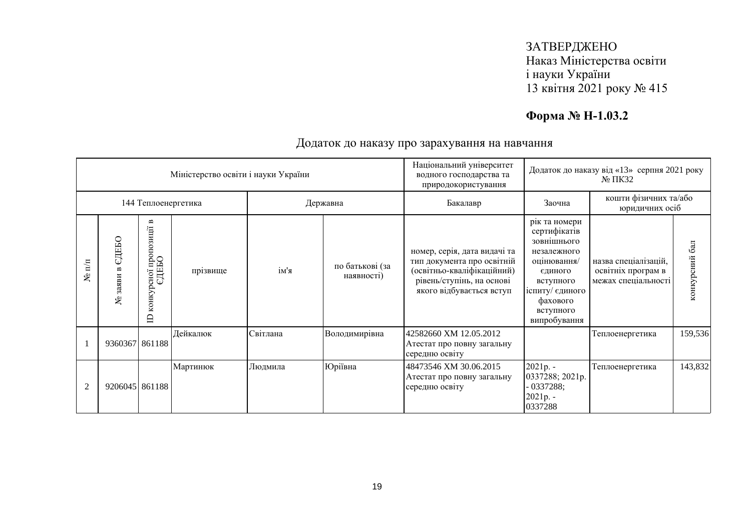ЗАТВЕРДЖЕНО
Наказ Міністерства освіти
і науки України
13 квітня 2021 року № 415

**Форма № Н-1.03.2**

Додаток до наказу про зарахування на навчання

| Міністерство освіти і науки України | | | | | | Національний університет водного господарства та природокористування | Додаток до наказу від «13» серпня 2021 року № ПКЗ2 | | |
|---|---|---|---|---|---|---|---|---|---|
| 144 Теплоенергетика | | | | Державна | | Бакалавр | Заочна | кошти фізичних та/або юридичних осіб | |
| № п/п | № заяви в ЄДЕБО | ID конкурсної пропозиції в ЄДЕБО | прізвище | ім'я | по батькові (за наявності) | номер, серія, дата видачі та тип документа про освітній (освітньо-кваліфікаційний) рівень/ступінь, на основі якого відбувається вступ | рік та номери сертифікатів зовнішнього незалежного оцінювання/ єдиного вступного іспиту/ єдиного фахового вступного випробування | назва спеціалізацій, освітніх програм в межах спеціальності | конкурсний бал |
| 1 | 9360367 | 861188 | Дейкалюк | Світлана | Володимирівна | 42582660 ХМ 12.05.2012 Атестат про повну загальну середню освіту | | Теплоенергетика | 159,536 |
| 2 | 9206045 | 861188 | Мартинюк | Людмила | Юріївна | 48473546 ХМ 30.06.2015 Атестат про повну загальну середню освіту | 2021р. - 0337288; 2021р. - 0337288; 2021р. - 0337288 | Теплоенергетика | 143,832 |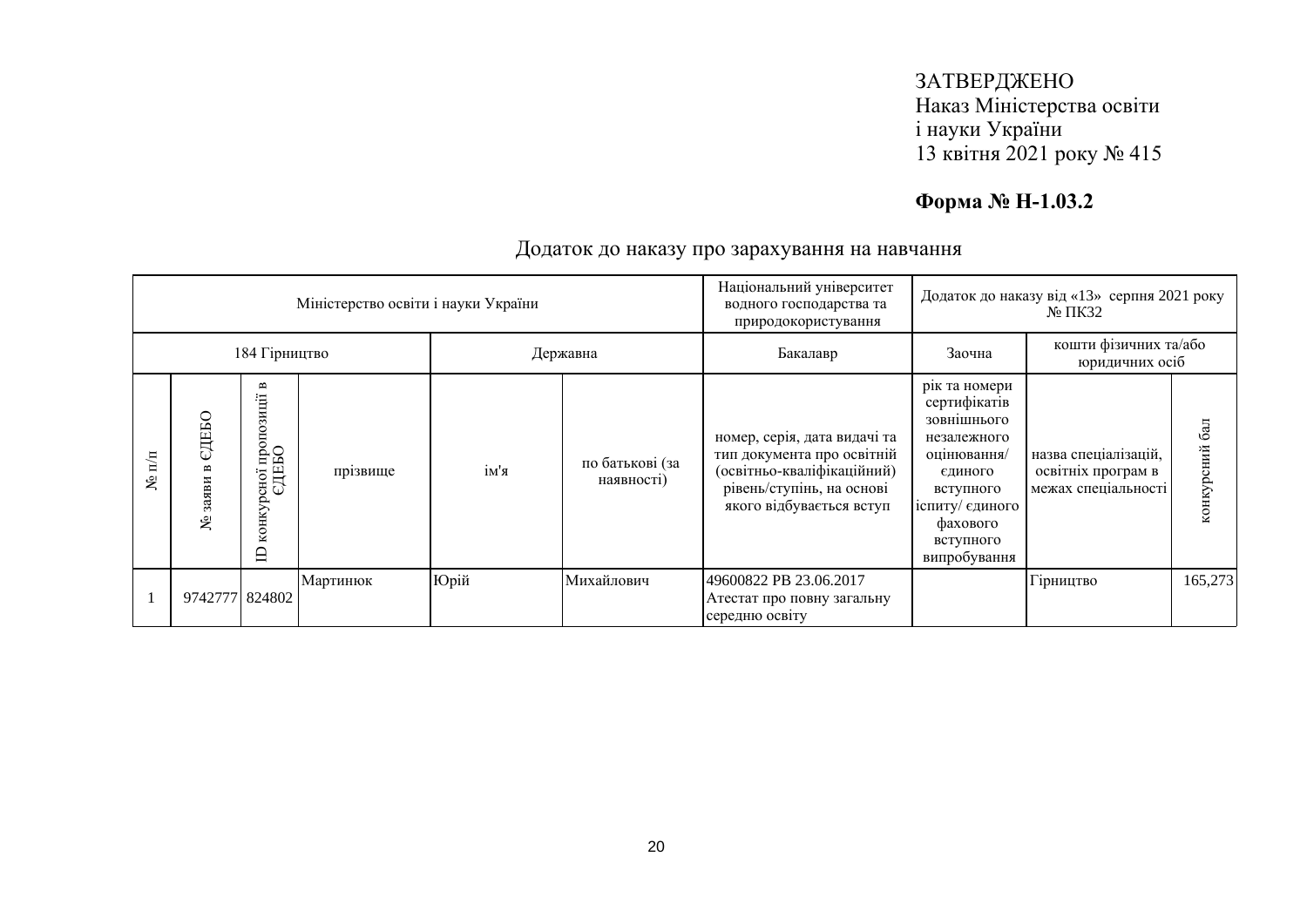ЗАТВЕРДЖЕНО
Наказ Міністерства освіти
і науки України
13 квітня 2021 року № 415

**Форма № Н-1.03.2**

## Додаток до наказу про зарахування на навчання

| Міністерство освіти і науки України | | | | | | Національний університет водного господарства та природокористування | Додаток до наказу від «13» серпня 2021 року № ПК32 | | |
|---|---|---|---|---|---|---|---|---|---|
| 184 Гірництво | | | | Державна | | Бакалавр | Заочна | кошти фізичних та/або юридичних осіб | |
| № п/п | № заяви в ЄДЕБО | ID конкурсної пропозиції в ЄДЕБО | прізвище | ім'я | по батькові (за наявності) | номер, серія, дата видачі та тип документа про освітній (освітньо-кваліфікаційний) рівень/ступінь, на основі якого відбувається вступ | рік та номери сертифікатів зовнішнього незалежного оцінювання/ єдиного вступного іспиту/ єдиного фахового вступного випробування | назва спеціалізацій, освітніх програм в межах спеціальності | конкурсний бал |
| 1 | 9742777 | 824802 | Мартинюк | Юрій | Михайлович | 49600822 РВ 23.06.2017 Атестат про повну загальну середню освіту | | Гірництво | 165,273 |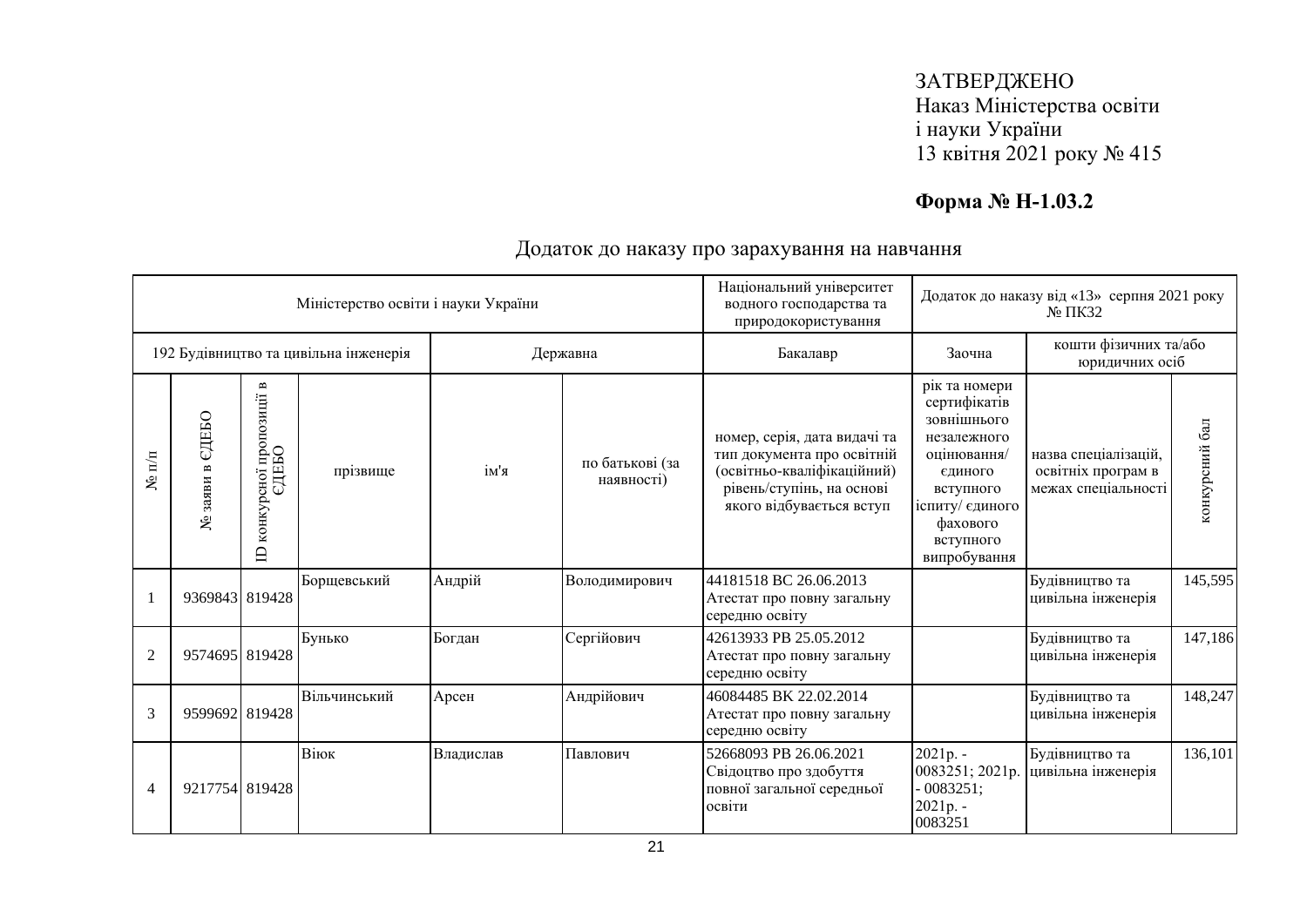ЗАТВЕРДЖЕНО
Наказ Міністерства освіти
і науки України
13 квітня 2021 року № 415

**Форма № Н-1.03.2**

## Додаток до наказу про зарахування на навчання

| Міністерство освіти і науки України | | | | | | Національний університет водного господарства та природокористування | Додаток до наказу від «13» серпня 2021 року № ПКЗ2 | | |
|---|---|---|---|---|---|---|---|---|---|
| 192 Будівництво та цивільна інженерія | | | | Державна | | Бакалавр | Заочна | кошти фізичних та/або юридичних осіб | |
| № п/п | № заяви в ЄДЕБО | ID конкурсної пропозиції в ЄДЕБО | прізвище | ім'я | по батькові (за наявності) | номер, серія, дата видачі та тип документа про освітній (освітньо-кваліфікаційний) рівень/ступінь, на основі якого відбувається вступ | рік та номери сертифікатів зовнішнього незалежного оцінювання/ єдиного вступного іспиту/ єдиного фахового вступного випробування | назва спеціалізацій, освітніх програм в межах спеціальності | конкурсний бал |
| 1 | 9369843 | 819428 | Борщевський | Андрій | Володимирович | 44181518 ВС 26.06.2013 Атестат про повну загальну середню освіту | | Будівництво та цивільна інженерія | 145,595 |
| 2 | 9574695 | 819428 | Бунько | Богдан | Сергійович | 42613933 РВ 25.05.2012 Атестат про повну загальну середню освіту | | Будівництво та цивільна інженерія | 147,186 |
| 3 | 9599692 | 819428 | Вільчинський | Арсен | Андрійович | 46084485 ВК 22.02.2014 Атестат про повну загальну середню освіту | | Будівництво та цивільна інженерія | 148,247 |
| 4 | 9217754 | 819428 | Віюк | Владислав | Павлович | 52668093 РВ 26.06.2021 Свідоцтво про здобуття повної загальної середньої освіти | 2021р. - 0083251; 2021р. - 0083251; 2021р. - 0083251 | Будівництво та цивільна інженерія | 136,101 |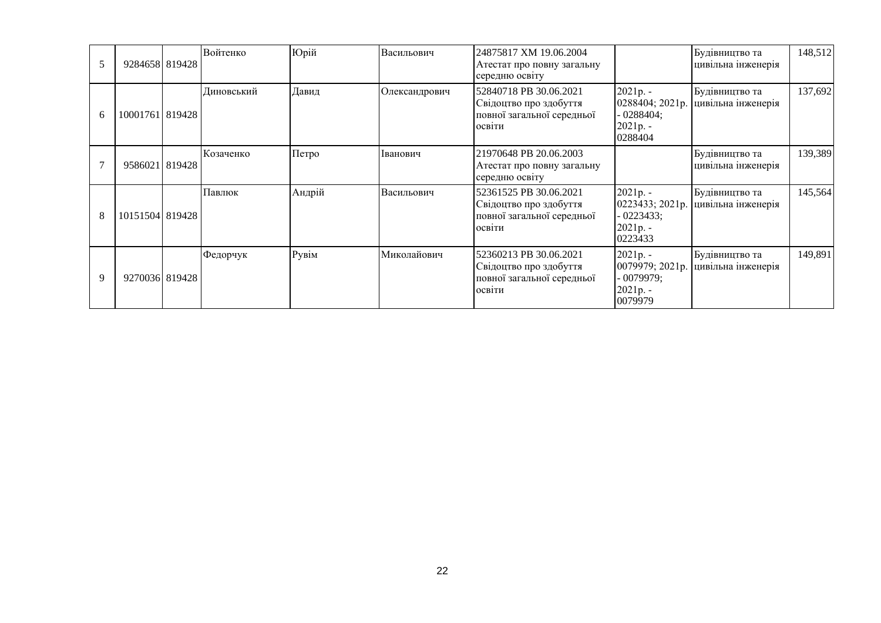| | | | | | | | | | |
|---|---|---|---|---|---|---|---|---|---|
| 5 | 9284658 | 819428 | Войтенко | Юрій | Васильович | 24875817 ХМ 19.06.2004 Атестат про повну загальну середню освіту | | Будівництво та цивільна інженерія | 148,512 |
| 6 | 10001761 | 819428 | Диновський | Давид | Олександрович | 52840718 РВ 30.06.2021 Свідоцтво про здобуття повної загальної середньої освіти | 2021р. - 0288404; 2021р. - 0288404; 2021р. - 0288404 | Будівництво та цивільна інженерія | 137,692 |
| 7 | 9586021 | 819428 | Козаченко | Петро | Іванович | 21970648 РВ 20.06.2003 Атестат про повну загальну середню освіту | | Будівництво та цивільна інженерія | 139,389 |
| 8 | 10151504 | 819428 | Павлюк | Андрій | Васильович | 52361525 РВ 30.06.2021 Свідоцтво про здобуття повної загальної середньої освіти | 2021р. - 0223433; 2021р. - 0223433; 2021р. - 0223433 | Будівництво та цивільна інженерія | 145,564 |
| 9 | 9270036 | 819428 | Федорчук | Рувім | Миколайович | 52360213 РВ 30.06.2021 Свідоцтво про здобуття повної загальної середньої освіти | 2021р. - 0079979; 2021р. - 0079979; 2021р. - 0079979 | Будівництво та цивільна інженерія | 149,891 |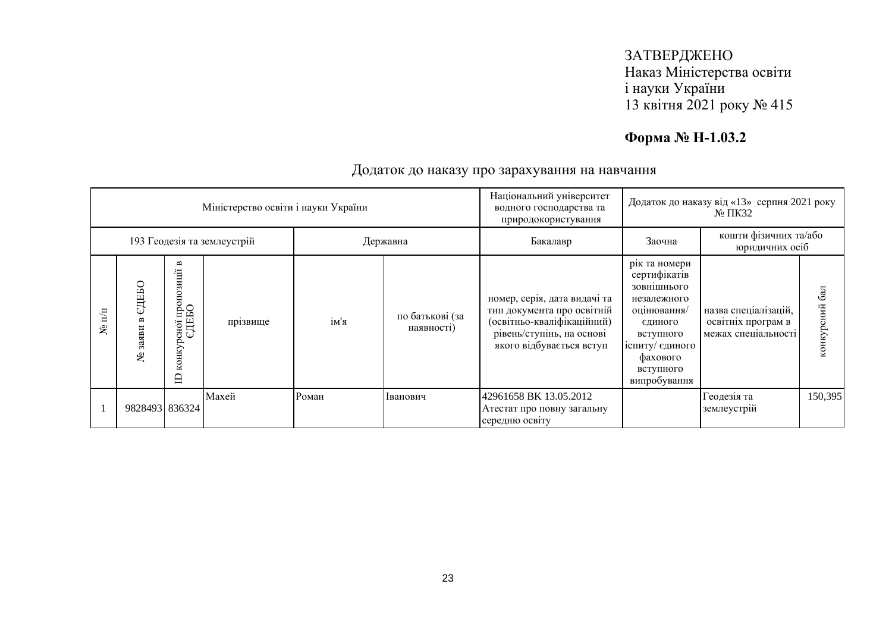ЗАТВЕРДЖЕНО
Наказ Міністерства освіти
і науки України
13 квітня 2021 року № 415

**Форма № Н-1.03.2**

Додаток до наказу про зарахування на навчання

| Міністерство освіти і науки України | | | | | | Національний університет водного господарства та природокористування | Додаток до наказу від «13» серпня 2021 року № ПК32 | | |
|---|---|---|---|---|---|---|---|---|---|
| 193 Геодезія та землеустрій | | | | Державна | | Бакалавр | Заочна | кошти фізичних та/або юридичних осіб | |
| № п/п | № заяви в ЄДЕБО | ID конкурсної пропозиції в ЄДЕБО | прізвище | ім'я | по батькові (за наявності) | номер, серія, дата видачі та тип документа про освітній (освітньо-кваліфікаційний) рівень/ступінь, на основі якого відбувається вступ | рік та номери сертифікатів зовнішнього незалежного оцінювання/ єдиного вступного іспиту/ єдиного фахового вступного випробування | назва спеціалізацій, освітніх програм в межах спеціальності | конкурсний бал |
| 1 | 9828493 | 836324 | Махей | Роман | Іванович | 42961658 ВК 13.05.2012 Атестат про повну загальну середню освіту | | Геодезія та землеустрій | 150,395 |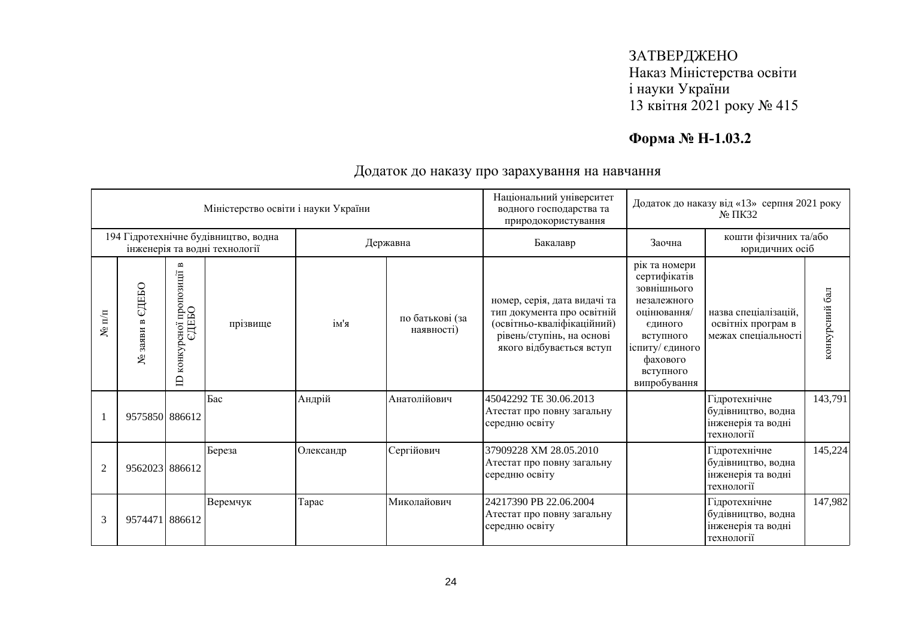ЗАТВЕРДЖЕНО
Наказ Міністерства освіти
і науки України
13 квітня 2021 року № 415

**Форма № Н-1.03.2**

## Додаток до наказу про зарахування на навчання

| Міністерство освіти і науки України | | | | | | Національний університет водного господарства та природокористування | Додаток до наказу від «13» серпня 2021 року № ПКЗ2 | | |
|---|---|---|---|---|---|---|---|---|---|
| 194 Гідротехнічне будівництво, водна інженерія та водні технології | | | | Державна | | Бакалавр | Заочна | кошти фізичних та/або юридичних осіб | |
| № п/п | № заяви в ЄДЕБО | ID конкурсної пропозиції в ЄДЕБО | прізвище | ім'я | по батькові (за наявності) | номер, серія, дата видачі та тип документа про освітній (освітньо-кваліфікаційний) рівень/ступінь, на основі якого відбувається вступ | рік та номери сертифікатів зовнішнього незалежного оцінювання/ єдиного вступного іспиту/ єдиного фахового вступного випробування | назва спеціалізацій, освітніх програм в межах спеціальності | конкурсний бал |
| 1 | 9575850 | 886612 | Бас | Андрій | Анатолійович | 45042292 ТЕ 30.06.2013 Атестат про повну загальну середню освіту | | Гідротехнічне будівництво, водна інженерія та водні технології | 143,791 |
| 2 | 9562023 | 886612 | Береза | Олександр | Сергійович | 37909228 ХМ 28.05.2010 Атестат про повну загальну середню освіту | | Гідротехнічне будівництво, водна інженерія та водні технології | 145,224 |
| 3 | 9574471 | 886612 | Веремчук | Тарас | Миколайович | 24217390 РВ 22.06.2004 Атестат про повну загальну середню освіту | | Гідротехнічне будівництво, водна інженерія та водні технології | 147,982 |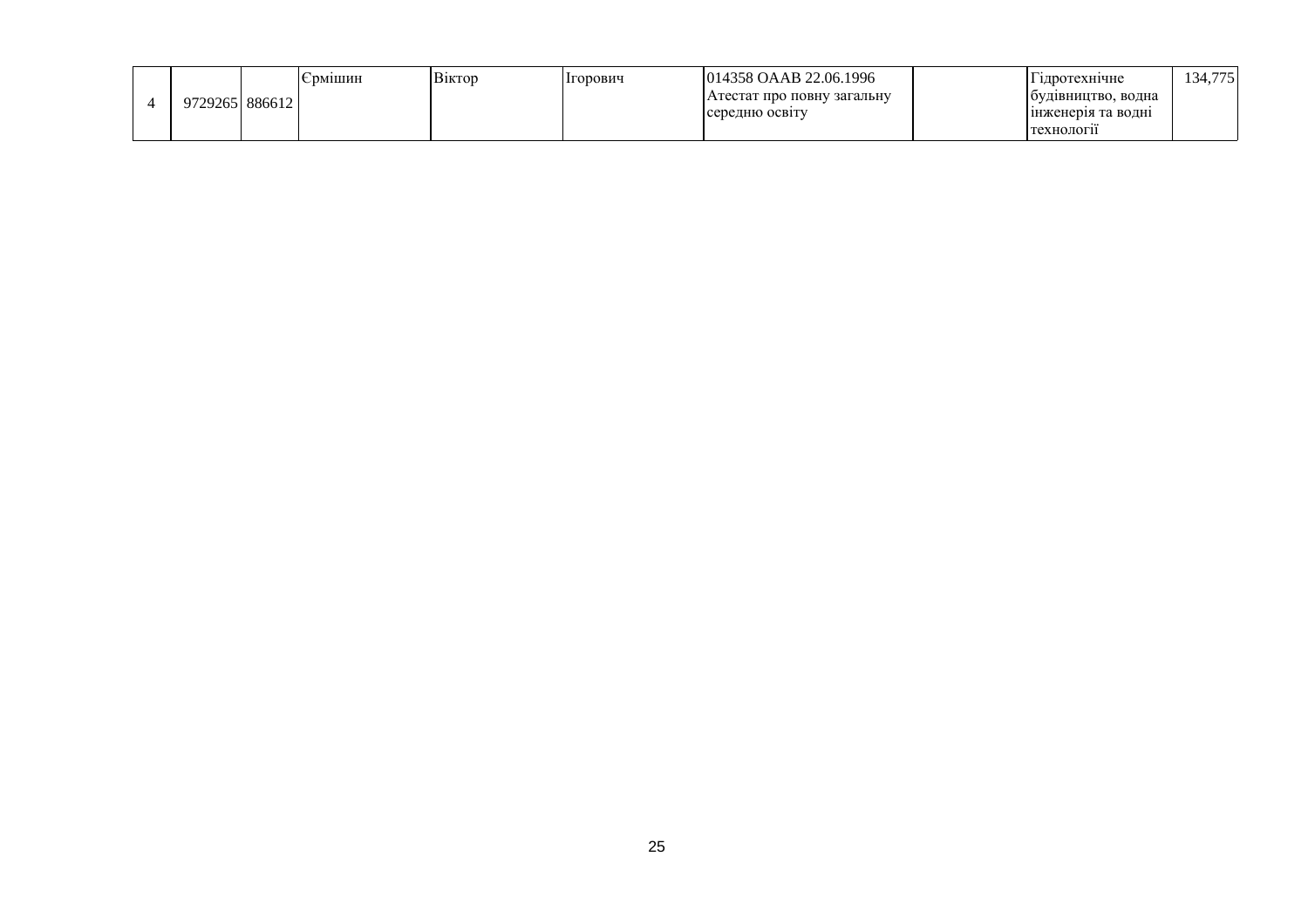| | | | | | | | | | |
|---|---|---|---|---|---|---|---|---|---|
| 4 | 9729265 | 886612 | Єрмішин | Віктор | Ігорович | 014358 OAAB 22.06.1996 Атестат про повну загальну середню освіту | | Гідротехнічне будівництво, водна інженерія та водні технології | 134,775 |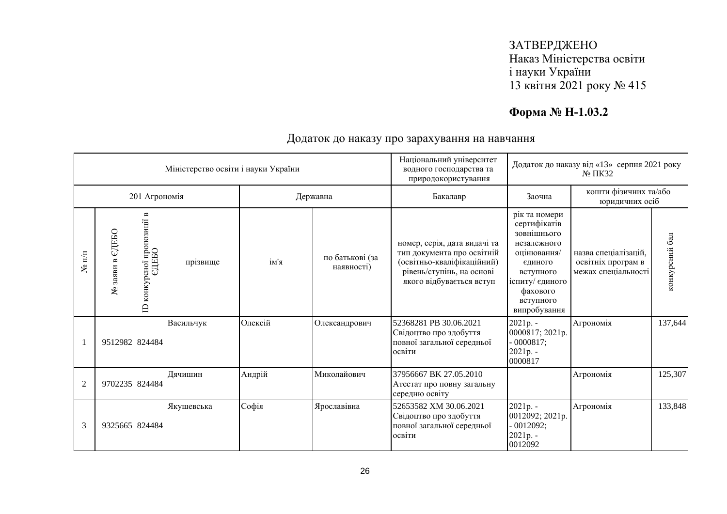ЗАТВЕРДЖЕНО
Наказ Міністерства освіти
і науки України
13 квітня 2021 року № 415

**Форма № Н-1.03.2**

## Додаток до наказу про зарахування на навчання

| Міністерство освіти і науки України | | | | | | Національний університет водного господарства та природокористування | Додаток до наказу від «13» серпня 2021 року № ПКЗ2 | | |
|---|---|---|---|---|---|---|---|---|---|
| 201 Агрономія | | | | Державна | | Бакалавр | Заочна | кошти фізичних та/або юридичних осіб | |
| № п/п | № заяви в ЄДЕБО | ID конкурсної пропозиції в ЄДЕБО | прізвище | ім'я | по батькові (за наявності) | номер, серія, дата видачі та тип документа про освітній (освітньо-кваліфікаційний) рівень/ступінь, на основі якого відбувається вступ | рік та номери сертифікатів зовнішнього незалежного оцінювання/ єдиного вступного іспиту/ єдиного фахового вступного випробування | назва спеціалізацій, освітніх програм в межах спеціальності | конкурсний бал |
| 1 | 9512982 | 824484 | Васильчук | Олексій | Олександрович | 52368281 РВ 30.06.2021 Свідоцтво про здобуття повної загальної середньої освіти | 2021р. - 0000817; 2021р. - 0000817; 2021р. - 0000817 | Агрономія | 137,644 |
| 2 | 9702235 | 824484 | Дячишин | Андрій | Миколайович | 37956667 ВК 27.05.2010 Атестат про повну загальну середню освіту | | Агрономія | 125,307 |
| 3 | 9325665 | 824484 | Якушевська | Софія | Ярославівна | 52653582 ХМ 30.06.2021 Свідоцтво про здобуття повної загальної середньої освіти | 2021р. - 0012092; 2021р. - 0012092; 2021р. - 0012092 | Агрономія | 133,848 |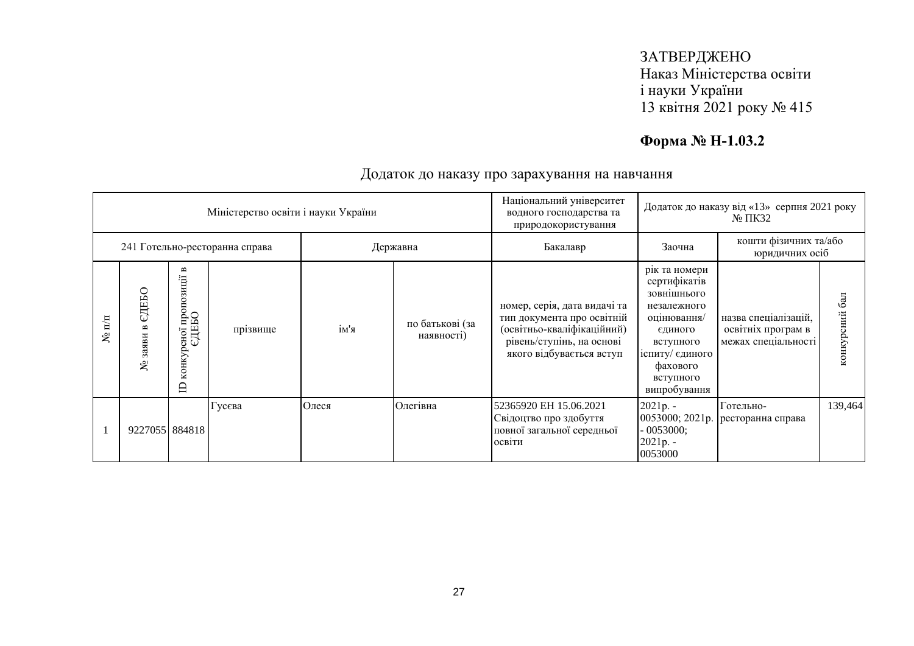ЗАТВЕРДЖЕНО
Наказ Міністерства освіти
і науки України
13 квітня 2021 року № 415

**Форма № Н-1.03.2**

Додаток до наказу про зарахування на навчання

| Міністерство освіти і науки України | | | | | | Національний університет водного господарства та природокористування | Додаток до наказу від «13» серпня 2021 року № ПК32 | | |
|---|---|---|---|---|---|---|---|---|---|
| 241 Готельно-ресторанна справа | | | | Державна | | Бакалавр | Заочна | кошти фізичних та/або юридичних осіб | |
| № п/п | № заяви в ЄДЕБО | ID конкурсної пропозиції в ЄДЕБО | прізвище | ім'я | по батькові (за наявності) | номер, серія, дата видачі та тип документа про освітній (освітньо-кваліфікаційний) рівень/ступінь, на основі якого відбувається вступ | рік та номери сертифікатів зовнішнього незалежного оцінювання/ єдиного вступного іспиту/ єдиного фахового вступного випробування | назва спеціалізацій, освітніх програм в межах спеціальності | конкурсний бал |
| 1 | 9227055 | 884818 | Гусєва | Олеся | Олегівна | 52365920 ЕН 15.06.2021 Свідоцтво про здобуття повної загальної середньої освіти | 2021р. - 0053000; 2021р. - 0053000; 2021р. - 0053000 | Готельно-ресторанна справа | 139,464 |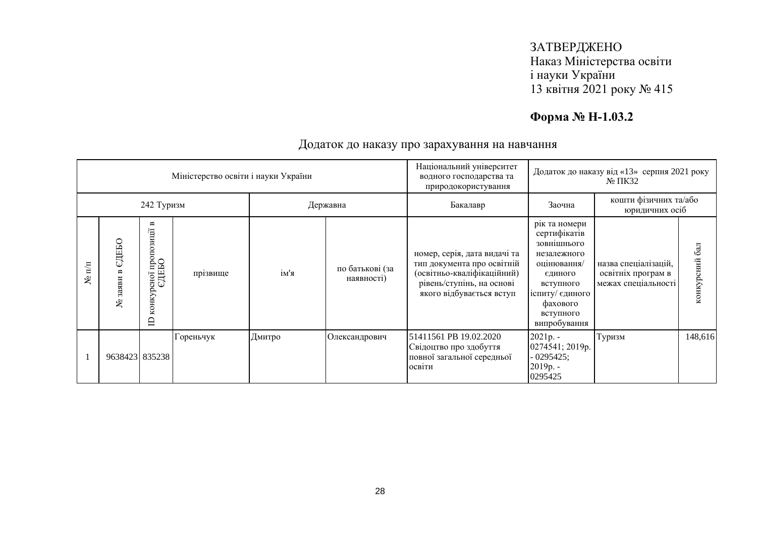ЗАТВЕРДЖЕНО
Наказ Міністерства освіти
і науки України
13 квітня 2021 року № 415

**Форма № Н-1.03.2**

Додаток до наказу про зарахування на навчання

| Міністерство освіти і науки України | | | | | | Національний університет водного господарства та природокористування | Додаток до наказу від «13» серпня 2021 року № ПКЗ2 | | |
|---|---|---|---|---|---|---|---|---|---|
| 242 Туризм | | | | Державна | | Бакалавр | Заочна | кошти фізичних та/або юридичних осіб | |
| № п/п | № заяви в ЄДЕБО | ID конкурсної пропозиції в ЄДЕБО | прізвище | ім'я | по батькові (за наявності) | номер, серія, дата видачі та тип документа про освітній (освітньо-кваліфікаційний) рівень/ступінь, на основі якого відбувається вступ | рік та номери сертифікатів зовнішнього незалежного оцінювання/ єдиного вступного іспиту/ єдиного фахового вступного випробування | назва спеціалізацій, освітніх програм в межах спеціальності | конкурсний бал |
| 1 | 9638423 | 835238 | Гореньчук | Дмитро | Олександрович | 51411561 РВ 19.02.2020 Свідоцтво про здобуття повної загальної середньої освіти | 2021р. - 0274541; 2019р. - 0295425; 2019р. - 0295425 | Туризм | 148,616 |